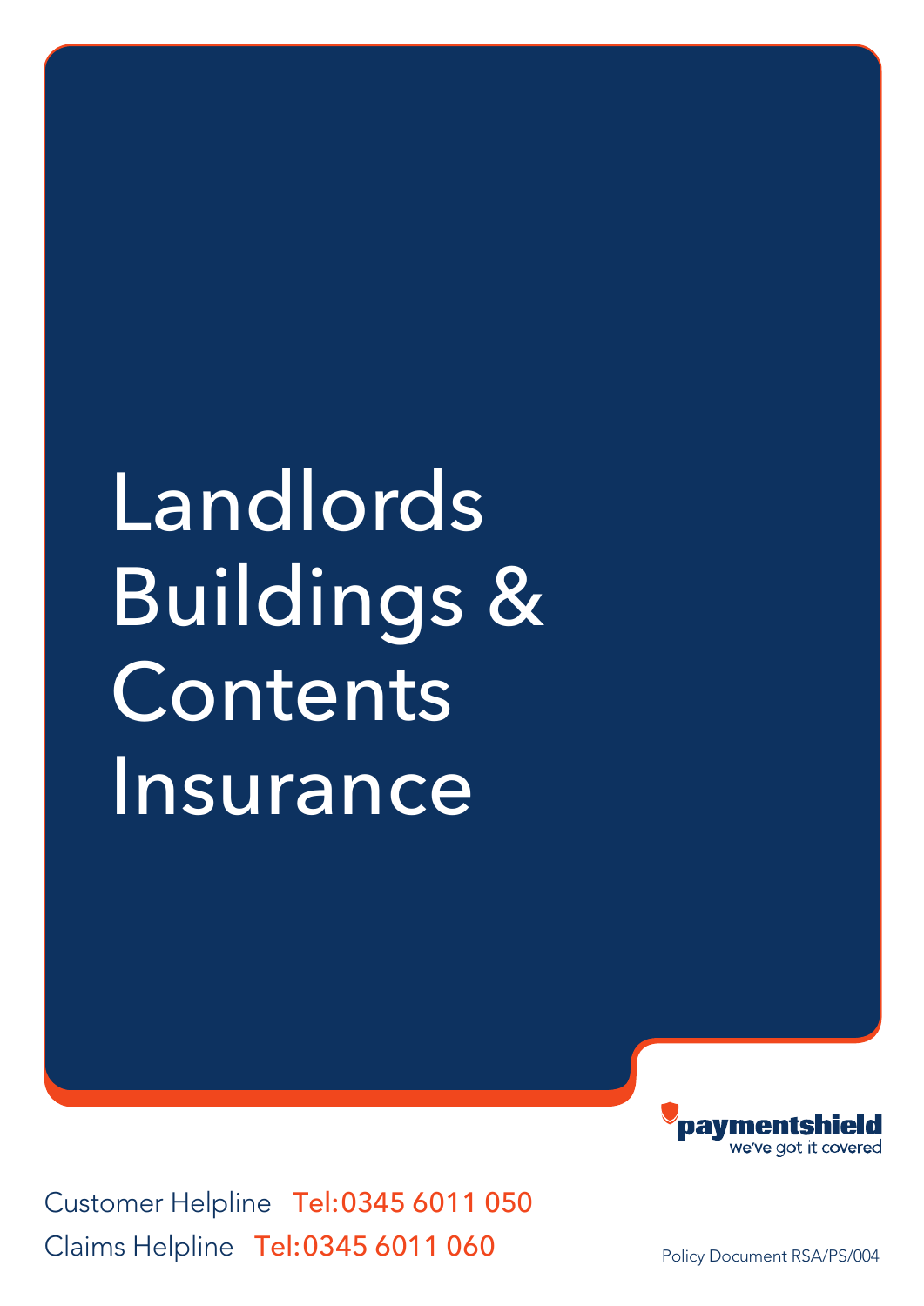# Landlords Buildings & Contents Insurance

paymentshield
we've got it covered

Customer Helpline Tel: 0345 6011 050

Claims Helpline Tel: 0345 6011 060

Policy Document RSA/PS/004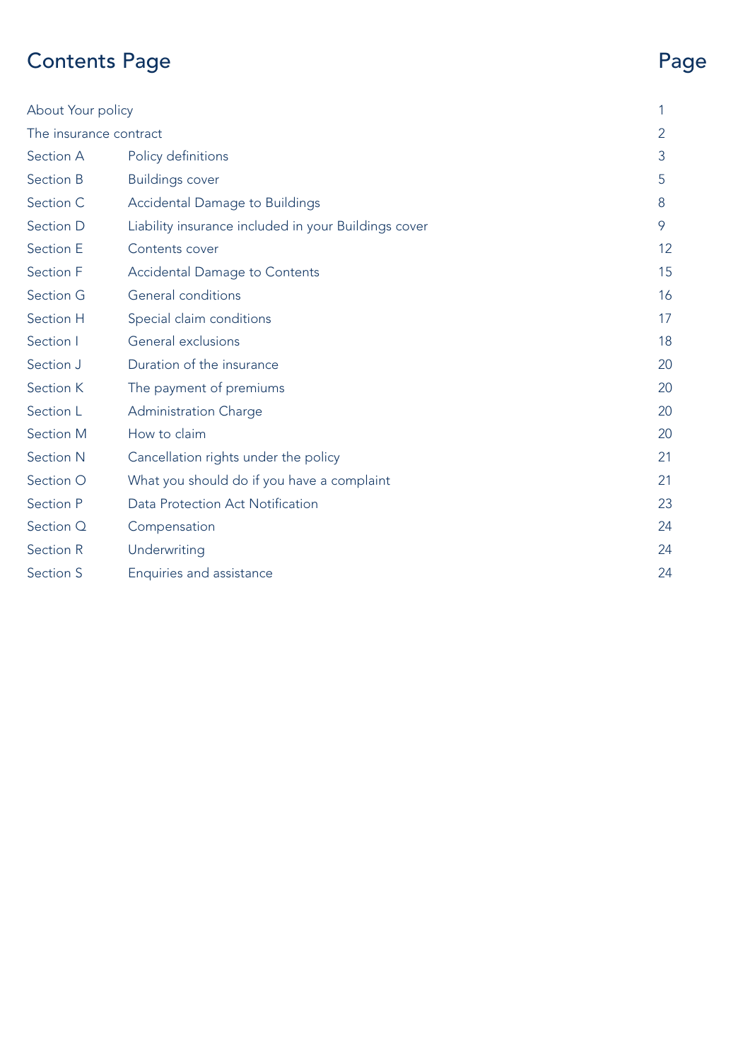# Contents Page

| | | Page |
|---|---|---|
| About Your policy | | 1 |
| The insurance contract | | 2 |
| Section A | Policy definitions | 3 |
| Section B | Buildings cover | 5 |
| Section C | Accidental Damage to Buildings | 8 |
| Section D | Liability insurance included in your Buildings cover | 9 |
| Section E | Contents cover | 12 |
| Section F | Accidental Damage to Contents | 15 |
| Section G | General conditions | 16 |
| Section H | Special claim conditions | 17 |
| Section I | General exclusions | 18 |
| Section J | Duration of the insurance | 20 |
| Section K | The payment of premiums | 20 |
| Section L | Administration Charge | 20 |
| Section M | How to claim | 20 |
| Section N | Cancellation rights under the policy | 21 |
| Section O | What you should do if you have a complaint | 21 |
| Section P | Data Protection Act Notification | 23 |
| Section Q | Compensation | 24 |
| Section R | Underwriting | 24 |
| Section S | Enquiries and assistance | 24 |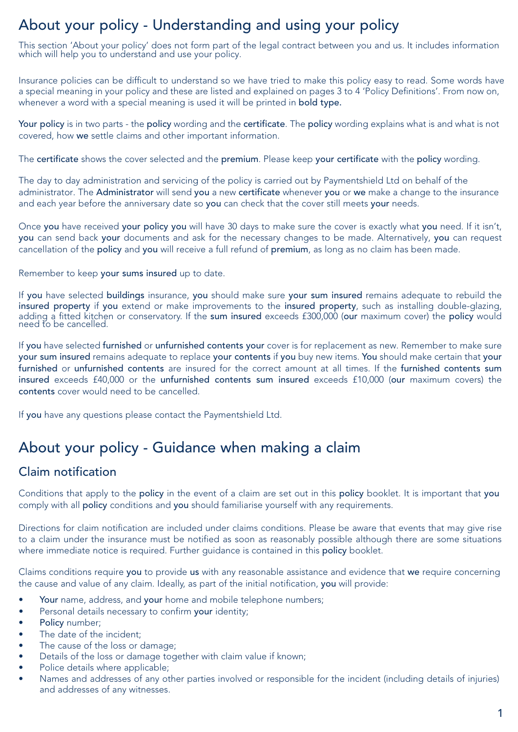# About your policy - Understanding and using your policy

This section 'About your policy' does not form part of the legal contract between you and us. It includes information which will help you to understand and use your policy.

Insurance policies can be difficult to understand so we have tried to make this policy easy to read. Some words have a special meaning in your policy and these are listed and explained on pages 3 to 4 'Policy Definitions'. From now on, whenever a word with a special meaning is used it will be printed in **bold type.**

**Your policy** is in two parts - the **policy** wording and the **certificate**. The **policy** wording explains what is and what is not covered, how **we** settle claims and other important information.

The **certificate** shows the cover selected and the **premium**. Please keep **your certificate** with the **policy** wording.

The day to day administration and servicing of the policy is carried out by Paymentshield Ltd on behalf of the administrator. The **Administrator** will send **you** a new **certificate** whenever **you** or **we** make a change to the insurance and each year before the anniversary date so **you** can check that the cover still meets **your** needs.

Once **you** have received **your policy you** will have 30 days to make sure the cover is exactly what **you** need. If it isn't, **you** can send back **your** documents and ask for the necessary changes to be made. Alternatively, **you** can request cancellation of the **policy** and **you** will receive a full refund of **premium**, as long as no claim has been made.

Remember to keep **your sums insured** up to date.

If **you** have selected **buildings** insurance, **you** should make sure **your sum insured** remains adequate to rebuild the **insured property** if **you** extend or make improvements to the **insured property**, such as installing double-glazing, adding a fitted kitchen or conservatory. If the **sum insured** exceeds £300,000 (**our** maximum cover) the **policy** would need to be cancelled.

If **you** have selected **furnished** or **unfurnished contents your** cover is for replacement as new. Remember to make sure **your sum insured** remains adequate to replace **your contents** if **you** buy new items. **You** should make certain that **your furnished** or **unfurnished contents** are insured for the correct amount at all times. If the **furnished contents sum insured** exceeds £40,000 or the **unfurnished contents sum insured** exceeds £10,000 (**our** maximum covers) the **contents** cover would need to be cancelled.

If **you** have any questions please contact the Paymentshield Ltd.

# About your policy - Guidance when making a claim

## Claim notification

Conditions that apply to the **policy** in the event of a claim are set out in this **policy** booklet. It is important that **you** comply with all **policy** conditions and **you** should familiarise yourself with any requirements.

Directions for claim notification are included under claims conditions. Please be aware that events that may give rise to a claim under the insurance must be notified as soon as reasonably possible although there are some situations where immediate notice is required. Further guidance is contained in this **policy** booklet.

Claims conditions require **you** to provide **us** with any reasonable assistance and evidence that **we** require concerning the cause and value of any claim. Ideally, as part of the initial notification, **you** will provide:

- **Your** name, address, and **your** home and mobile telephone numbers;
- Personal details necessary to confirm **your** identity;
- **Policy** number;
- The date of the incident;
- The cause of the loss or damage;
- Details of the loss or damage together with claim value if known;
- Police details where applicable;
- Names and addresses of any other parties involved or responsible for the incident (including details of injuries) and addresses of any witnesses.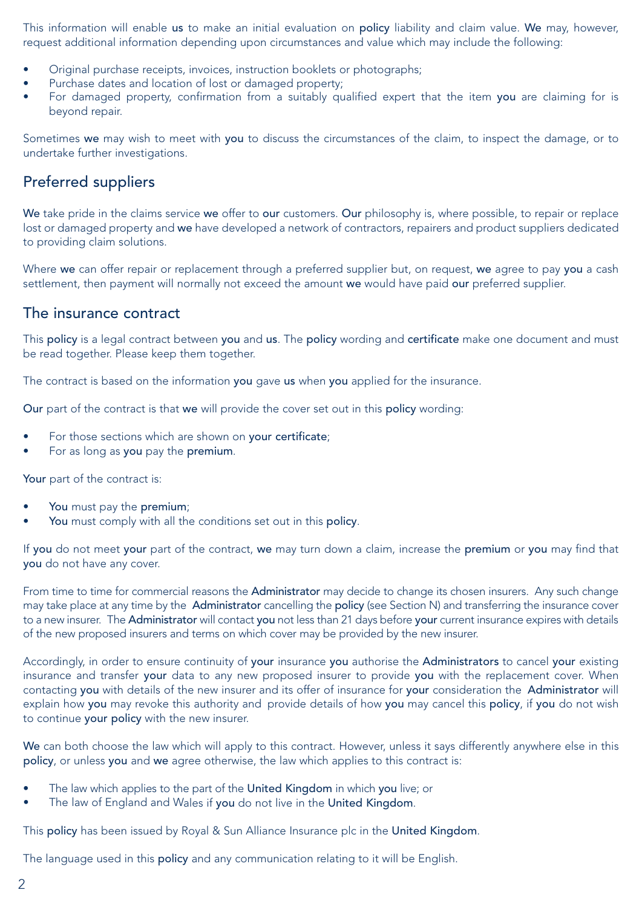This information will enable us to make an initial evaluation on policy liability and claim value. We may, however, request additional information depending upon circumstances and value which may include the following:

- Original purchase receipts, invoices, instruction booklets or photographs;
- Purchase dates and location of lost or damaged property;
- For damaged property, confirmation from a suitably qualified expert that the item you are claiming for is beyond repair.

Sometimes we may wish to meet with you to discuss the circumstances of the claim, to inspect the damage, or to undertake further investigations.

## Preferred suppliers

We take pride in the claims service we offer to our customers. Our philosophy is, where possible, to repair or replace lost or damaged property and we have developed a network of contractors, repairers and product suppliers dedicated to providing claim solutions.

Where we can offer repair or replacement through a preferred supplier but, on request, we agree to pay you a cash settlement, then payment will normally not exceed the amount we would have paid our preferred supplier.

## The insurance contract

This policy is a legal contract between you and us. The policy wording and certificate make one document and must be read together. Please keep them together.

The contract is based on the information you gave us when you applied for the insurance.

Our part of the contract is that we will provide the cover set out in this policy wording:

- For those sections which are shown on your certificate;
- For as long as you pay the premium.

Your part of the contract is:

- You must pay the premium;
- You must comply with all the conditions set out in this policy.

If you do not meet your part of the contract, we may turn down a claim, increase the premium or you may find that you do not have any cover.

From time to time for commercial reasons the Administrator may decide to change its chosen insurers. Any such change may take place at any time by the Administrator cancelling the policy (see Section N) and transferring the insurance cover to a new insurer. The Administrator will contact you not less than 21 days before your current insurance expires with details of the new proposed insurers and terms on which cover may be provided by the new insurer.

Accordingly, in order to ensure continuity of your insurance you authorise the Administrators to cancel your existing insurance and transfer your data to any new proposed insurer to provide you with the replacement cover. When contacting you with details of the new insurer and its offer of insurance for your consideration the Administrator will explain how you may revoke this authority and provide details of how you may cancel this policy, if you do not wish to continue your policy with the new insurer.

We can both choose the law which will apply to this contract. However, unless it says differently anywhere else in this policy, or unless you and we agree otherwise, the law which applies to this contract is:

- The law which applies to the part of the United Kingdom in which you live; or
- The law of England and Wales if you do not live in the United Kingdom.

This policy has been issued by Royal & Sun Alliance Insurance plc in the United Kingdom.

The language used in this policy and any communication relating to it will be English.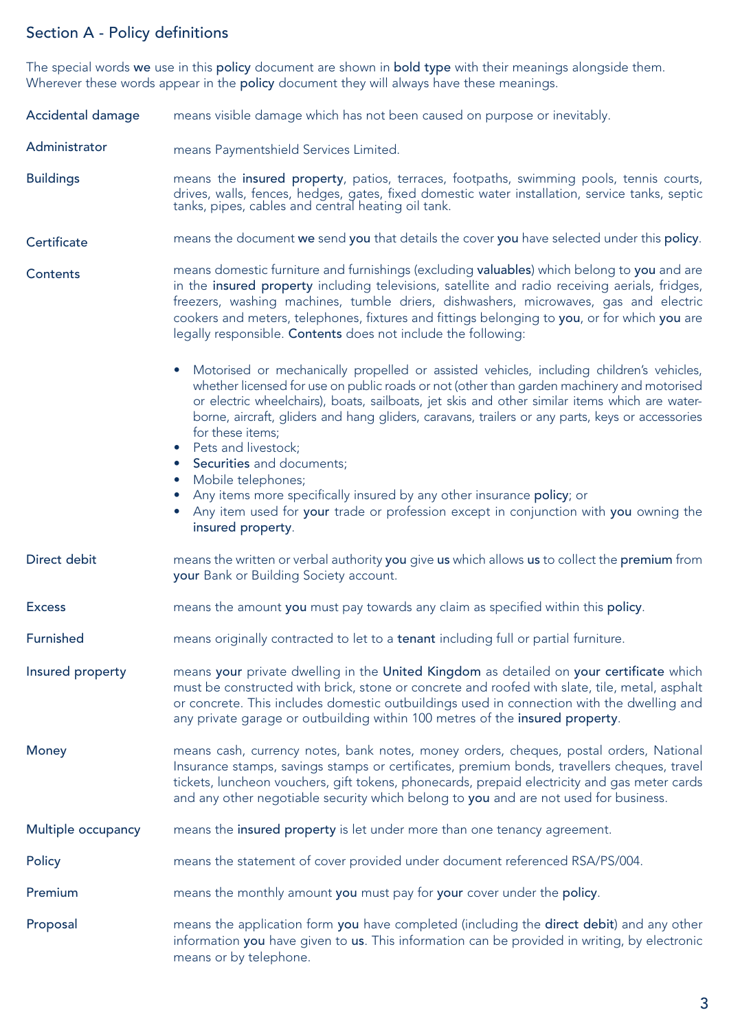## Section A - Policy definitions

The special words **we** use in this **policy** document are shown in **bold type** with their meanings alongside them. Wherever these words appear in the **policy** document they will always have these meanings.

**Accidental damage** means visible damage which has not been caused on purpose or inevitably.

**Administrator** means Paymentshield Services Limited.

**Buildings** means the **insured property**, patios, terraces, footpaths, swimming pools, tennis courts, drives, walls, fences, hedges, gates, fixed domestic water installation, service tanks, septic tanks, pipes, cables and central heating oil tank.

**Certificate** means the document **we** send **you** that details the cover **you** have selected under this **policy**.

**Contents** means domestic furniture and furnishings (excluding **valuables**) which belong to **you** and are in the **insured property** including televisions, satellite and radio receiving aerials, fridges, freezers, washing machines, tumble driers, dishwashers, microwaves, gas and electric cookers and meters, telephones, fixtures and fittings belonging to **you**, or for which **you** are legally responsible. **Contents** does not include the following:

- Motorised or mechanically propelled or assisted vehicles, including children's vehicles, whether licensed for use on public roads or not (other than garden machinery and motorised or electric wheelchairs), boats, sailboats, jet skis and other similar items which are water-borne, aircraft, gliders and hang gliders, caravans, trailers or any parts, keys or accessories for these items;
- Pets and livestock;
- **Securities** and documents;
- Mobile telephones;
- Any items more specifically insured by any other insurance **policy**; or
- Any item used for **your** trade or profession except in conjunction with **you** owning the **insured property**.

**Direct debit** means the written or verbal authority **you** give **us** which allows **us** to collect the **premium** from **your** Bank or Building Society account.

**Excess** means the amount **you** must pay towards any claim as specified within this **policy**.

**Furnished** means originally contracted to let to a **tenant** including full or partial furniture.

**Insured property** means **your** private dwelling in the **United Kingdom** as detailed on **your certificate** which must be constructed with brick, stone or concrete and roofed with slate, tile, metal, asphalt or concrete. This includes domestic outbuildings used in connection with the dwelling and any private garage or outbuilding within 100 metres of the **insured property**.

**Money** means cash, currency notes, bank notes, money orders, cheques, postal orders, National Insurance stamps, savings stamps or certificates, premium bonds, travellers cheques, travel tickets, luncheon vouchers, gift tokens, phonecards, prepaid electricity and gas meter cards and any other negotiable security which belong to **you** and are not used for business.

**Multiple occupancy** means the **insured property** is let under more than one tenancy agreement.

**Policy** means the statement of cover provided under document referenced RSA/PS/004.

**Premium** means the monthly amount **you** must pay for **your** cover under the **policy**.

**Proposal** means the application form **you** have completed (including the **direct debit**) and any other information **you** have given to **us**. This information can be provided in writing, by electronic means or by telephone.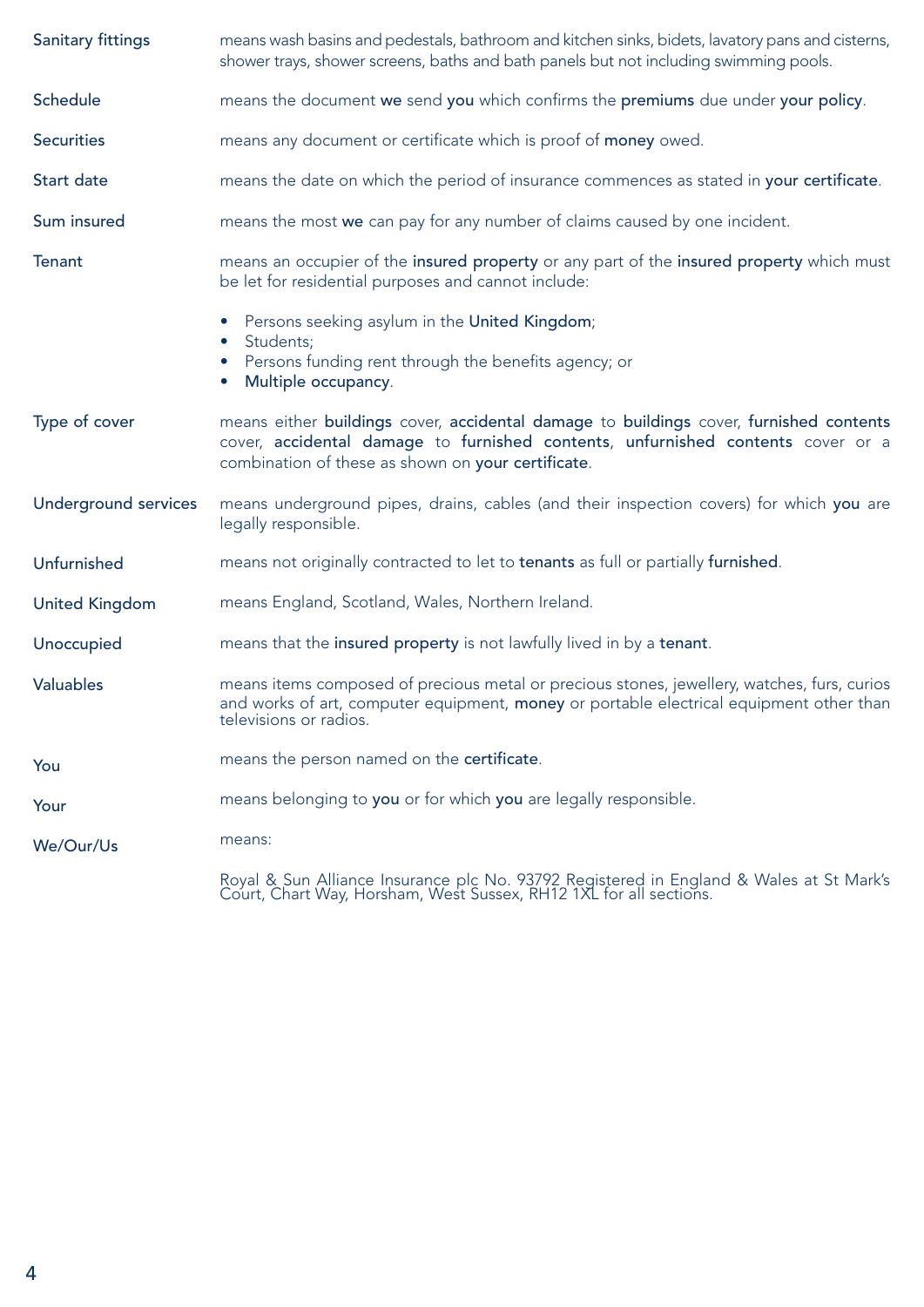**Sanitary fittings** means wash basins and pedestals, bathroom and kitchen sinks, bidets, lavatory pans and cisterns, shower trays, shower screens, baths and bath panels but not including swimming pools.

**Schedule** means the document **we** send **you** which confirms the **premiums** due under **your policy**.

**Securities** means any document or certificate which is proof of **money** owed.

**Start date** means the date on which the period of insurance commences as stated in **your certificate**.

**Sum insured** means the most **we** can pay for any number of claims caused by one incident.

**Tenant** means an occupier of the **insured property** or any part of the **insured property** which must be let for residential purposes and cannot include:

- Persons seeking asylum in the **United Kingdom**;
- Students;
- Persons funding rent through the benefits agency; or
- **Multiple occupancy**.

**Type of cover** means either **buildings** cover, **accidental damage** to **buildings** cover, **furnished contents** cover, **accidental damage** to **furnished contents**, **unfurnished contents** cover or a combination of these as shown on **your certificate**.

**Underground services** means underground pipes, drains, cables (and their inspection covers) for which **you** are legally responsible.

**Unfurnished** means not originally contracted to let to **tenants** as full or partially **furnished**.

**United Kingdom** means England, Scotland, Wales, Northern Ireland.

**Unoccupied** means that the **insured property** is not lawfully lived in by a **tenant**.

**Valuables** means items composed of precious metal or precious stones, jewellery, watches, furs, curios and works of art, computer equipment, **money** or portable electrical equipment other than televisions or radios.

**You** means the person named on the **certificate**.

**Your** means belonging to **you** or for which **you** are legally responsible.

**We/Our/Us** means:

Royal & Sun Alliance Insurance plc No. 93792 Registered in England & Wales at St Mark's Court, Chart Way, Horsham, West Sussex, RH12 1XL for all sections.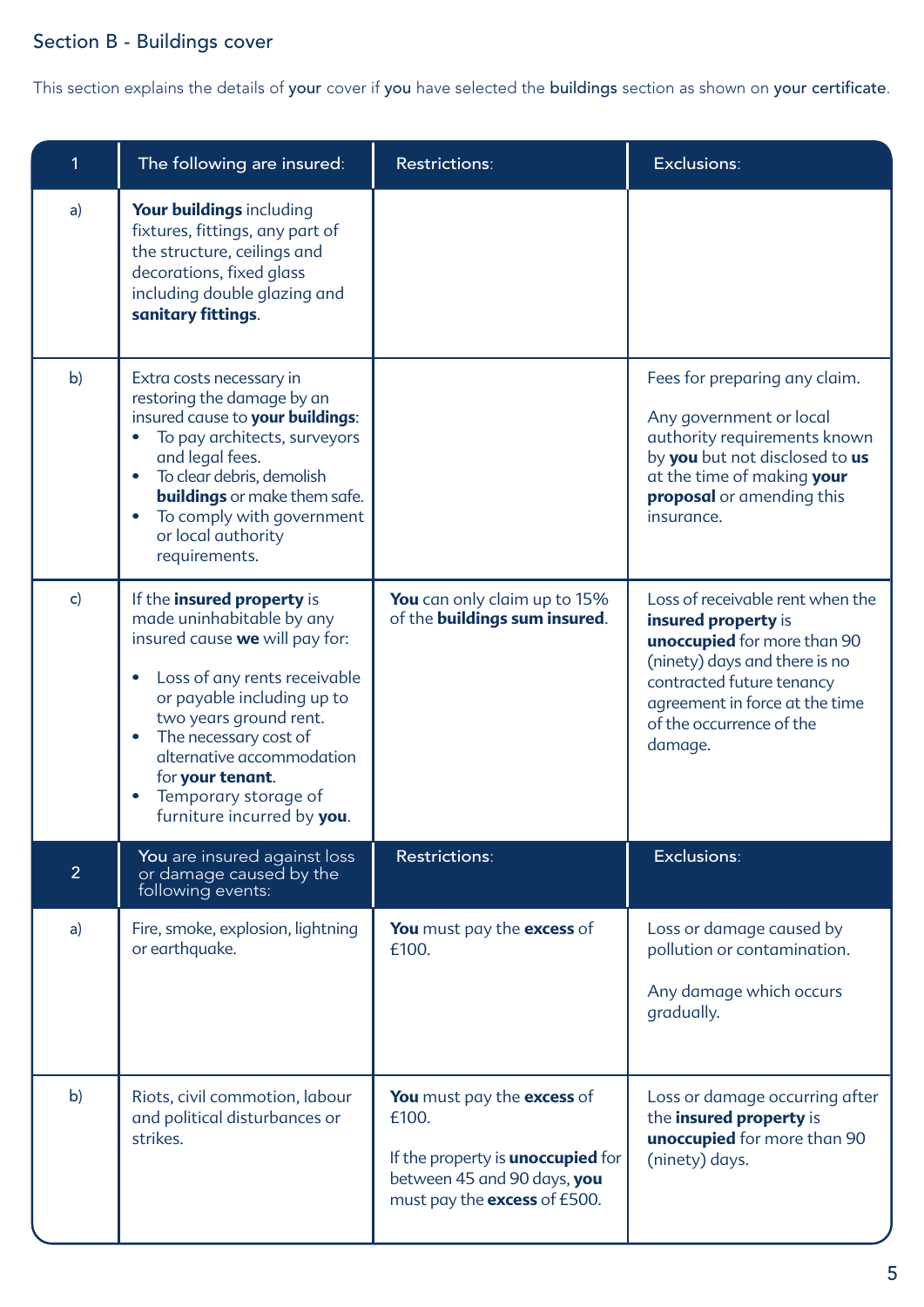## Section B - Buildings cover

This section explains the details of your cover if you have selected the buildings section as shown on your certificate.

| 1 | The following are insured: | Restrictions: | Exclusions: |
|---|---|---|---|
| a) | **Your buildings** including fixtures, fittings, any part of the structure, ceilings and decorations, fixed glass including double glazing and **sanitary fittings**. | | |
| b) | Extra costs necessary in restoring the damage by an insured cause to **your buildings**:<br>• To pay architects, surveyors and legal fees.<br>• To clear debris, demolish **buildings** or make them safe.<br>• To comply with government or local authority requirements. | | Fees for preparing any claim.<br><br>Any government or local authority requirements known by **you** but not disclosed to **us** at the time of making **your proposal** or amending this insurance. |
| c) | If the **insured property** is made uninhabitable by any insured cause **we** will pay for:<br><br>• Loss of any rents receivable or payable including up to two years ground rent.<br>• The necessary cost of alternative accommodation for **your tenant**.<br>• Temporary storage of furniture incurred by **you**. | **You** can only claim up to 15% of the **buildings sum insured**. | Loss of receivable rent when the **insured property** is **unoccupied** for more than 90 (ninety) days and there is no contracted future tenancy agreement in force at the time of the occurrence of the damage. |
| **2** | **You** are insured against loss or damage caused by the following events: | **Restrictions:** | **Exclusions:** |
| a) | Fire, smoke, explosion, lightning or earthquake. | **You** must pay the **excess** of £100. | Loss or damage caused by pollution or contamination.<br><br>Any damage which occurs gradually. |
| b) | Riots, civil commotion, labour and political disturbances or strikes. | **You** must pay the **excess** of £100.<br><br>If the property is **unoccupied** for between 45 and 90 days, **you** must pay the **excess** of £500. | Loss or damage occurring after the **insured property** is **unoccupied** for more than 90 (ninety) days. |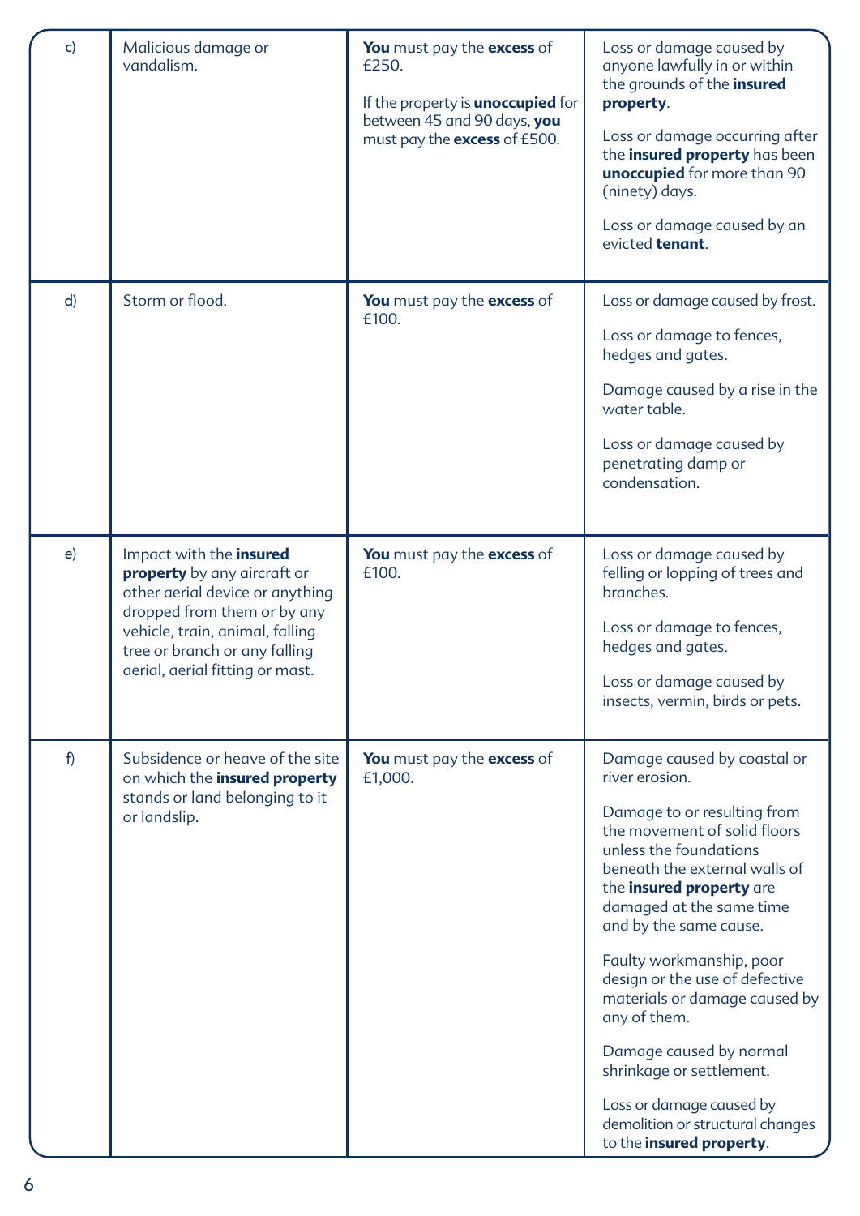| | | | |
|---|---|---|---|
| c) | Malicious damage or vandalism. | **You** must pay the **excess** of £250.<br><br>If the property is **unoccupied** for between 45 and 90 days, **you** must pay the **excess** of £500. | Loss or damage caused by anyone lawfully in or within the grounds of the **insured property**.<br><br>Loss or damage occurring after the **insured property** has been **unoccupied** for more than 90 (ninety) days.<br><br>Loss or damage caused by an evicted **tenant**. |
| d) | Storm or flood. | **You** must pay the **excess** of £100. | Loss or damage caused by frost.<br><br>Loss or damage to fences, hedges and gates.<br><br>Damage caused by a rise in the water table.<br><br>Loss or damage caused by penetrating damp or condensation. |
| e) | Impact with the **insured property** by any aircraft or other aerial device or anything dropped from them or by any vehicle, train, animal, falling tree or branch or any falling aerial, aerial fitting or mast. | **You** must pay the **excess** of £100. | Loss or damage caused by felling or lopping of trees and branches.<br><br>Loss or damage to fences, hedges and gates.<br><br>Loss or damage caused by insects, vermin, birds or pets. |
| f) | Subsidence or heave of the site on which the **insured property** stands or land belonging to it or landslip. | **You** must pay the **excess** of £1,000. | Damage caused by coastal or river erosion.<br><br>Damage to or resulting from the movement of solid floors unless the foundations beneath the external walls of the **insured property** are damaged at the same time and by the same cause.<br><br>Faulty workmanship, poor design or the use of defective materials or damage caused by any of them.<br><br>Damage caused by normal shrinkage or settlement.<br><br>Loss or damage caused by demolition or structural changes to the **insured property**. |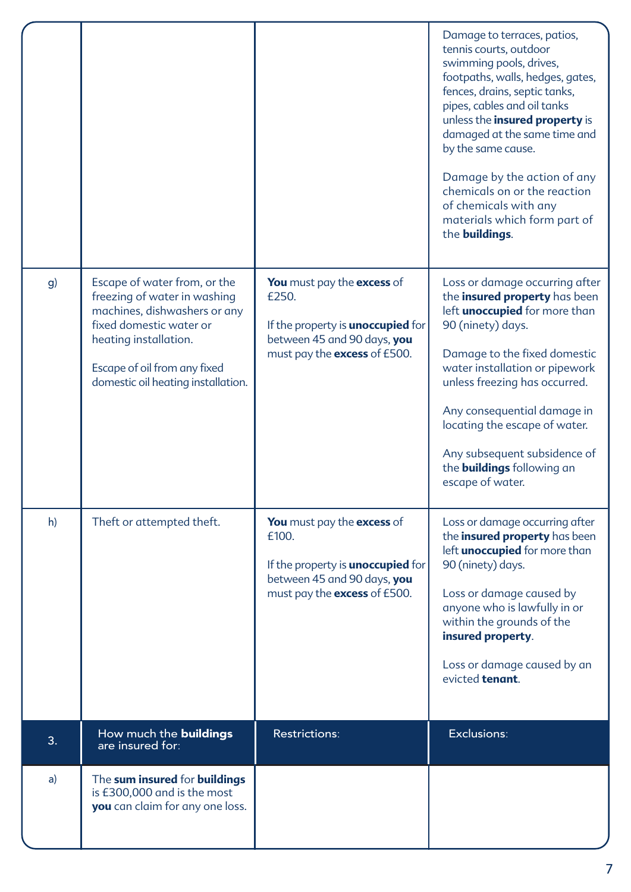| | | | |
|---|---|---|---|
| | | | Damage to terraces, patios, tennis courts, outdoor swimming pools, drives, footpaths, walls, hedges, gates, fences, drains, septic tanks, pipes, cables and oil tanks unless the **insured property** is damaged at the same time and by the same cause.<br><br>Damage by the action of any chemicals on or the reaction of chemicals with any materials which form part of the **buildings**. |
| g) | Escape of water from, or the freezing of water in washing machines, dishwashers or any fixed domestic water or heating installation.<br><br>Escape of oil from any fixed domestic oil heating installation. | **You** must pay the **excess** of £250.<br><br>If the property is **unoccupied** for between 45 and 90 days, **you** must pay the **excess** of £500. | Loss or damage occurring after the **insured property** has been left **unoccupied** for more than 90 (ninety) days.<br><br>Damage to the fixed domestic water installation or pipework unless freezing has occurred.<br><br>Any consequential damage in locating the escape of water.<br><br>Any subsequent subsidence of the **buildings** following an escape of water. |
| h) | Theft or attempted theft. | **You** must pay the **excess** of £100.<br><br>If the property is **unoccupied** for between 45 and 90 days, **you** must pay the **excess** of £500. | Loss or damage occurring after the **insured property** has been left **unoccupied** for more than 90 (ninety) days.<br><br>Loss or damage caused by anyone who is lawfully in or within the grounds of the **insured property**.<br><br>Loss or damage caused by an evicted **tenant**. |
| **3.** | **How much the buildings are insured for:** | **Restrictions:** | **Exclusions:** |
| a) | The **sum insured** for **buildings** is £300,000 and is the most **you** can claim for any one loss. | | |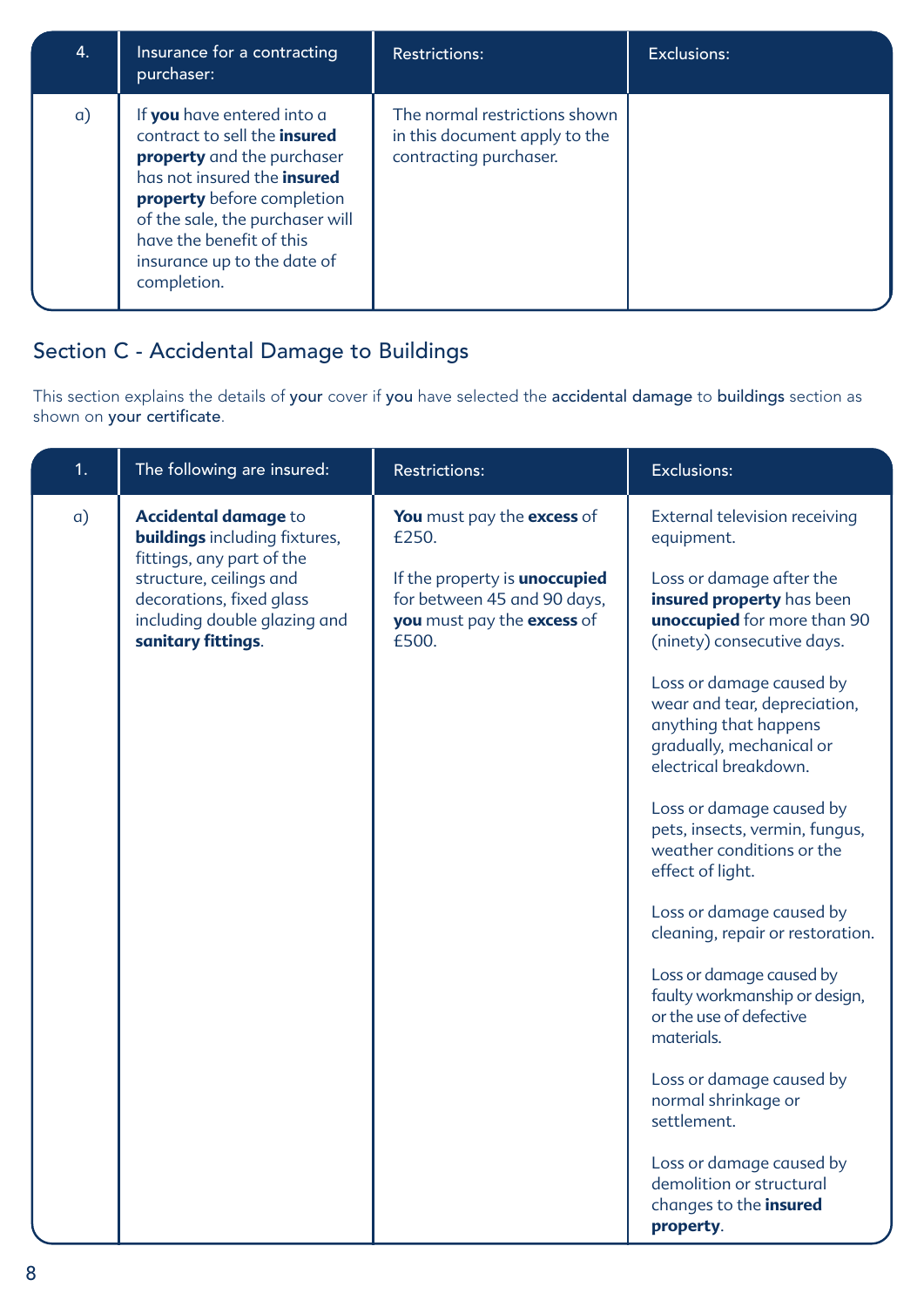| 4. | Insurance for a contracting purchaser: | Restrictions: | Exclusions: |
|---|---|---|---|
| a) | If **you** have entered into a contract to sell the **insured property** and the purchaser has not insured the **insured property** before completion of the sale, the purchaser will have the benefit of this insurance up to the date of completion. | The normal restrictions shown in this document apply to the contracting purchaser. | |

## Section C - Accidental Damage to Buildings

This section explains the details of your cover if you have selected the accidental damage to buildings section as shown on your certificate.

| 1. | The following are insured: | Restrictions: | Exclusions: |
|---|---|---|---|
| a) | **Accidental damage** to **buildings** including fixtures, fittings, any part of the structure, ceilings and decorations, fixed glass including double glazing and **sanitary fittings**. | **You** must pay the **excess** of £250.<br><br>If the property is **unoccupied** for between 45 and 90 days, **you** must pay the **excess** of £500. | External television receiving equipment.<br><br>Loss or damage after the **insured property** has been **unoccupied** for more than 90 (ninety) consecutive days.<br><br>Loss or damage caused by wear and tear, depreciation, anything that happens gradually, mechanical or electrical breakdown.<br><br>Loss or damage caused by pets, insects, vermin, fungus, weather conditions or the effect of light.<br><br>Loss or damage caused by cleaning, repair or restoration.<br><br>Loss or damage caused by faulty workmanship or design, or the use of defective materials.<br><br>Loss or damage caused by normal shrinkage or settlement.<br><br>Loss or damage caused by demolition or structural changes to the **insured property**. |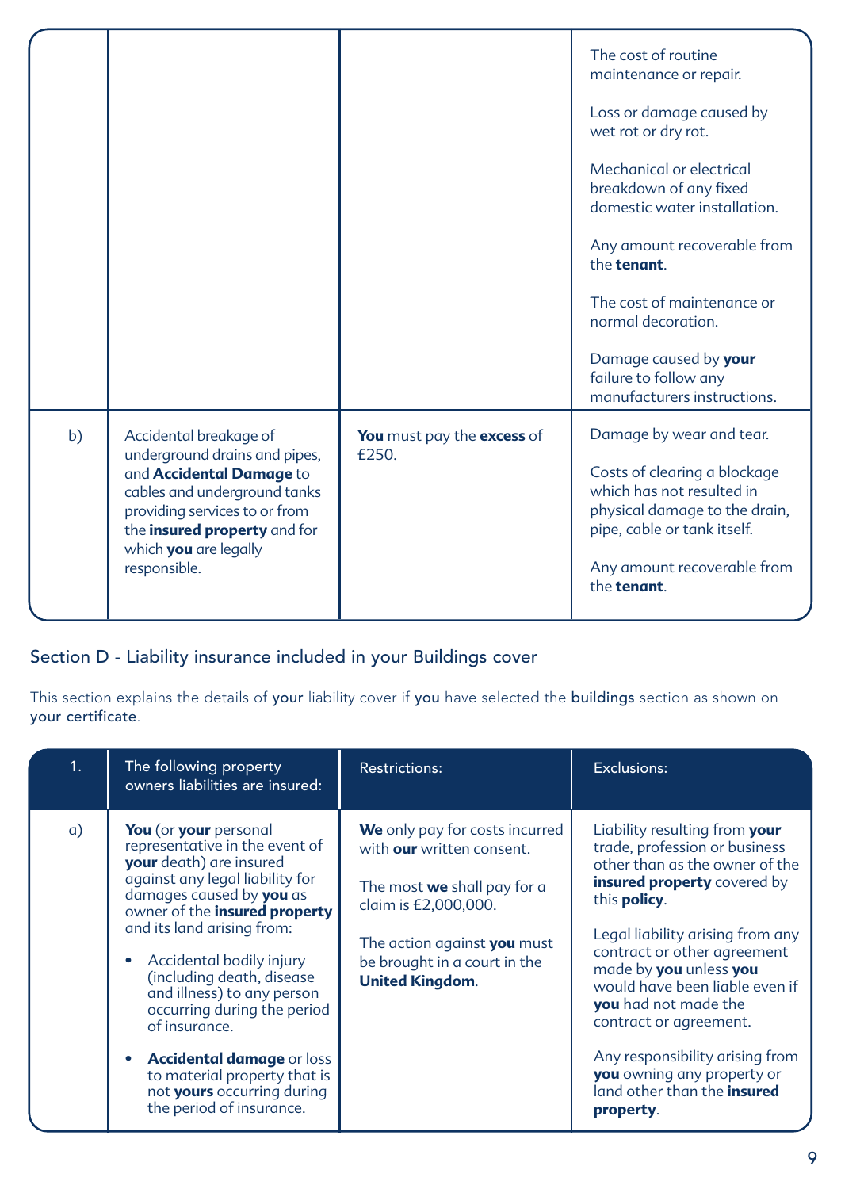| | | | |
|---|---|---|---|
| | | | The cost of routine maintenance or repair.<br><br>Loss or damage caused by wet rot or dry rot.<br><br>Mechanical or electrical breakdown of any fixed domestic water installation.<br><br>Any amount recoverable from the **tenant**.<br><br>The cost of maintenance or normal decoration.<br><br>Damage caused by **your** failure to follow any manufacturers instructions. |
| b) | Accidental breakage of underground drains and pipes, and **Accidental Damage** to cables and underground tanks providing services to or from the **insured property** and for which **you** are legally responsible. | **You** must pay the **excess** of £250. | Damage by wear and tear.<br><br>Costs of clearing a blockage which has not resulted in physical damage to the drain, pipe, cable or tank itself.<br><br>Any amount recoverable from the **tenant**. |

## Section D - Liability insurance included in your Buildings cover

This section explains the details of **your** liability cover if **you** have selected the **buildings** section as shown on **your certificate**.

| 1. | The following property owners liabilities are insured: | Restrictions: | Exclusions: |
|---|---|---|---|
| a) | **You** (or **your** personal representative in the event of **your** death) are insured against any legal liability for damages caused by **you** as owner of the **insured property** and its land arising from:<br><br>• Accidental bodily injury (including death, disease and illness) to any person occurring during the period of insurance.<br><br>• **Accidental damage** or loss to material property that is not **yours** occurring during the period of insurance. | **We** only pay for costs incurred with **our** written consent.<br><br>The most **we** shall pay for a claim is £2,000,000.<br><br>The action against **you** must be brought in a court in the **United Kingdom**. | Liability resulting from **your** trade, profession or business other than as the owner of the **insured property** covered by this **policy**.<br><br>Legal liability arising from any contract or other agreement made by **you** unless **you** would have been liable even if **you** had not made the contract or agreement.<br><br>Any responsibility arising from **you** owning any property or land other than the **insured property**. |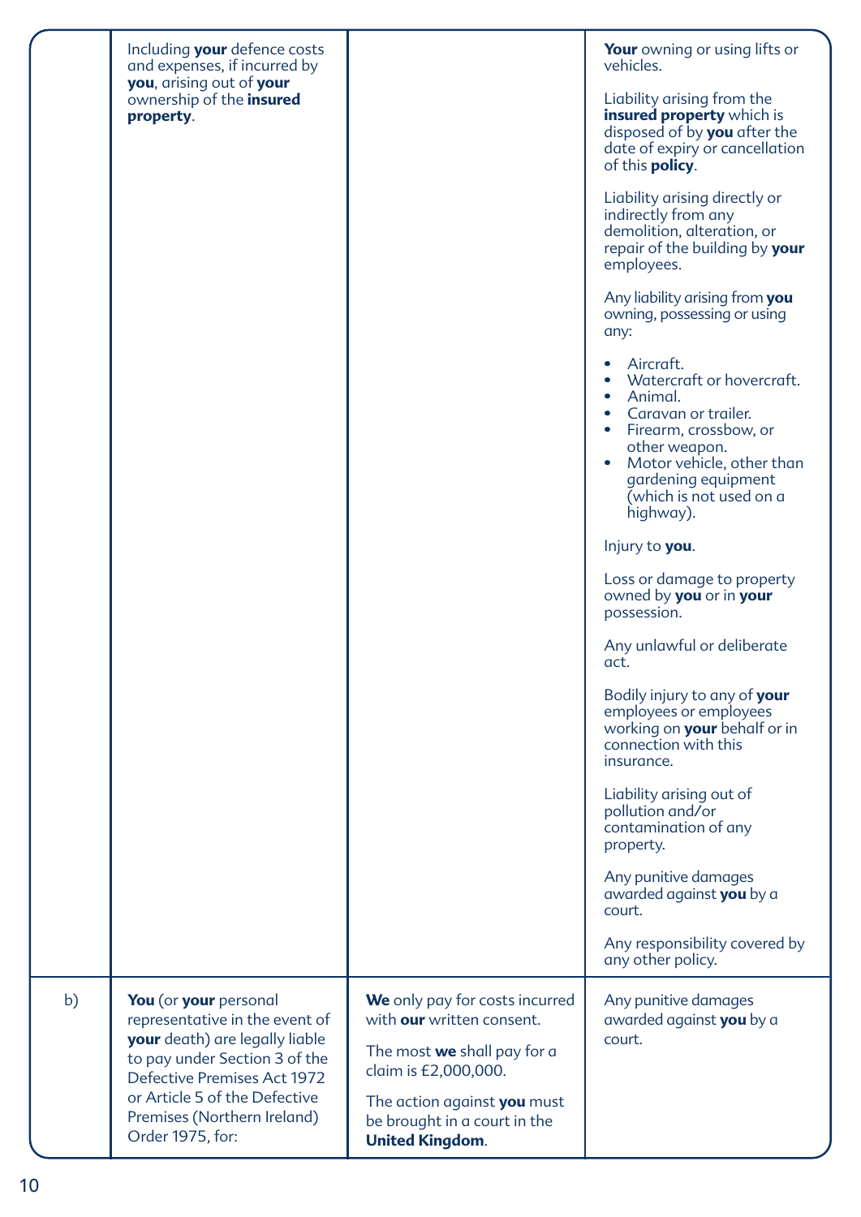| | | | |
|---|---|---|---|
| | Including **your** defence costs and expenses, if incurred by **you**, arising out of **your** ownership of the **insured property**. | | **Your** owning or using lifts or vehicles.<br><br>Liability arising from the **insured property** which is disposed of by **you** after the date of expiry or cancellation of this **policy**.<br><br>Liability arising directly or indirectly from any demolition, alteration, or repair of the building by **your** employees.<br><br>Any liability arising from **you** owning, possessing or using any:<br><br>• Aircraft.<br>• Watercraft or hovercraft.<br>• Animal.<br>• Caravan or trailer.<br>• Firearm, crossbow, or other weapon.<br>• Motor vehicle, other than gardening equipment (which is not used on a highway).<br><br>Injury to **you**.<br><br>Loss or damage to property owned by **you** or in **your** possession.<br><br>Any unlawful or deliberate act.<br><br>Bodily injury to any of **your** employees or employees working on **your** behalf or in connection with this insurance.<br><br>Liability arising out of pollution and/or contamination of any property.<br><br>Any punitive damages awarded against **you** by a court.<br><br>Any responsibility covered by any other policy. |
| b) | **You** (or **your** personal representative in the event of **your** death) are legally liable to pay under Section 3 of the Defective Premises Act 1972 or Article 5 of the Defective Premises (Northern Ireland) Order 1975, for: | **We** only pay for costs incurred with **our** written consent.<br><br>The most **we** shall pay for a claim is £2,000,000.<br><br>The action against **you** must be brought in a court in the **United Kingdom**. | Any punitive damages awarded against **you** by a court. |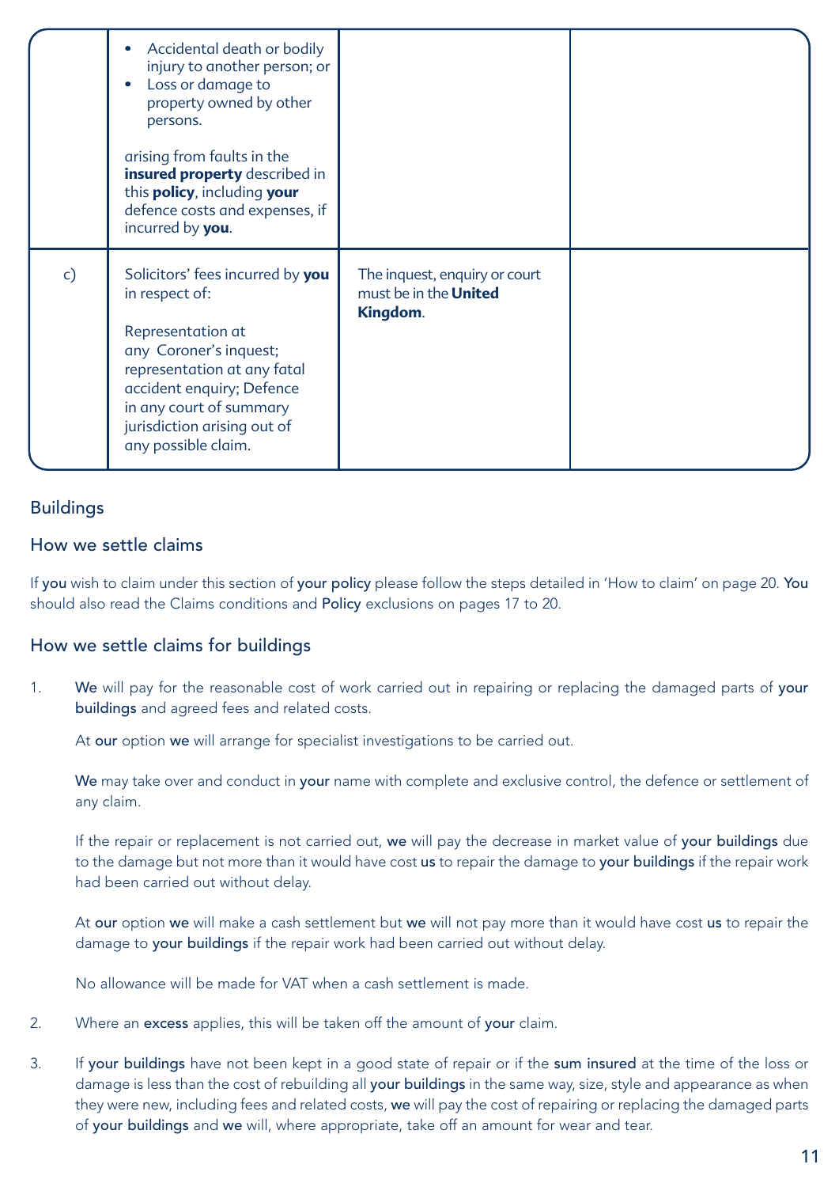| | | | |
|---|---|---|---|
| | • Accidental death or bodily injury to another person; or<br>• Loss or damage to property owned by other persons.<br><br>arising from faults in the **insured property** described in this **policy**, including **your** defence costs and expenses, if incurred by **you**. | | |
| c) | Solicitors' fees incurred by **you** in respect of:<br><br>Representation at any Coroner's inquest; representation at any fatal accident enquiry; Defence in any court of summary jurisdiction arising out of any possible claim. | The inquest, enquiry or court must be in the **United Kingdom**. | |

## Buildings

### How we settle claims

If **you** wish to claim under this section of **your policy** please follow the steps detailed in 'How to claim' on page 20. **You** should also read the Claims conditions and **Policy** exclusions on pages 17 to 20.

### How we settle claims for buildings

1. **We** will pay for the reasonable cost of work carried out in repairing or replacing the damaged parts of **your buildings** and agreed fees and related costs.

   At **our** option **we** will arrange for specialist investigations to be carried out.

   **We** may take over and conduct in **your** name with complete and exclusive control, the defence or settlement of any claim.

   If the repair or replacement is not carried out, **we** will pay the decrease in market value of **your buildings** due to the damage but not more than it would have cost **us** to repair the damage to **your buildings** if the repair work had been carried out without delay.

   At **our** option **we** will make a cash settlement but **we** will not pay more than it would have cost **us** to repair the damage to **your buildings** if the repair work had been carried out without delay.

   No allowance will be made for VAT when a cash settlement is made.

2. Where an **excess** applies, this will be taken off the amount of **your** claim.

3. If **your buildings** have not been kept in a good state of repair or if the **sum insured** at the time of the loss or damage is less than the cost of rebuilding all **your buildings** in the same way, size, style and appearance as when they were new, including fees and related costs, **we** will pay the cost of repairing or replacing the damaged parts of **your buildings** and **we** will, where appropriate, take off an amount for wear and tear.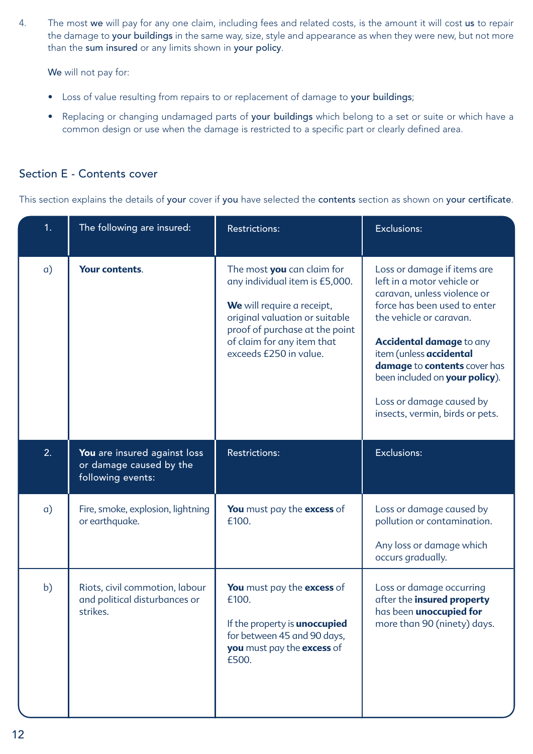4. The most we will pay for any one claim, including fees and related costs, is the amount it will cost us to repair the damage to your buildings in the same way, size, style and appearance as when they were new, but not more than the sum insured or any limits shown in your policy.

   We will not pay for:

   - Loss of value resulting from repairs to or replacement of damage to your buildings;
   - Replacing or changing undamaged parts of your buildings which belong to a set or suite or which have a common design or use when the damage is restricted to a specific part or clearly defined area.

## Section E - Contents cover

This section explains the details of your cover if you have selected the contents section as shown on your certificate.

| 1. | The following are insured: | Restrictions: | Exclusions: |
|---|---|---|---|
| a) | **Your contents**. | The most **you** can claim for any individual item is £5,000.<br><br>**We** will require a receipt, original valuation or suitable proof of purchase at the point of claim for any item that exceeds £250 in value. | Loss or damage if items are left in a motor vehicle or caravan, unless violence or force has been used to enter the vehicle or caravan.<br><br>**Accidental damage** to any item (unless **accidental damage** to **contents** cover has been included on **your policy**).<br><br>Loss or damage caused by insects, vermin, birds or pets. |
| **2.** | **You are insured against loss or damage caused by the following events:** | **Restrictions:** | **Exclusions:** |
| a) | Fire, smoke, explosion, lightning or earthquake. | **You** must pay the **excess** of £100. | Loss or damage caused by pollution or contamination.<br><br>Any loss or damage which occurs gradually. |
| b) | Riots, civil commotion, labour and political disturbances or strikes. | **You** must pay the **excess** of £100.<br><br>If the property is **unoccupied** for between 45 and 90 days, **you** must pay the **excess** of £500. | Loss or damage occurring after the **insured property** has been **unoccupied for** more than 90 (ninety) days. |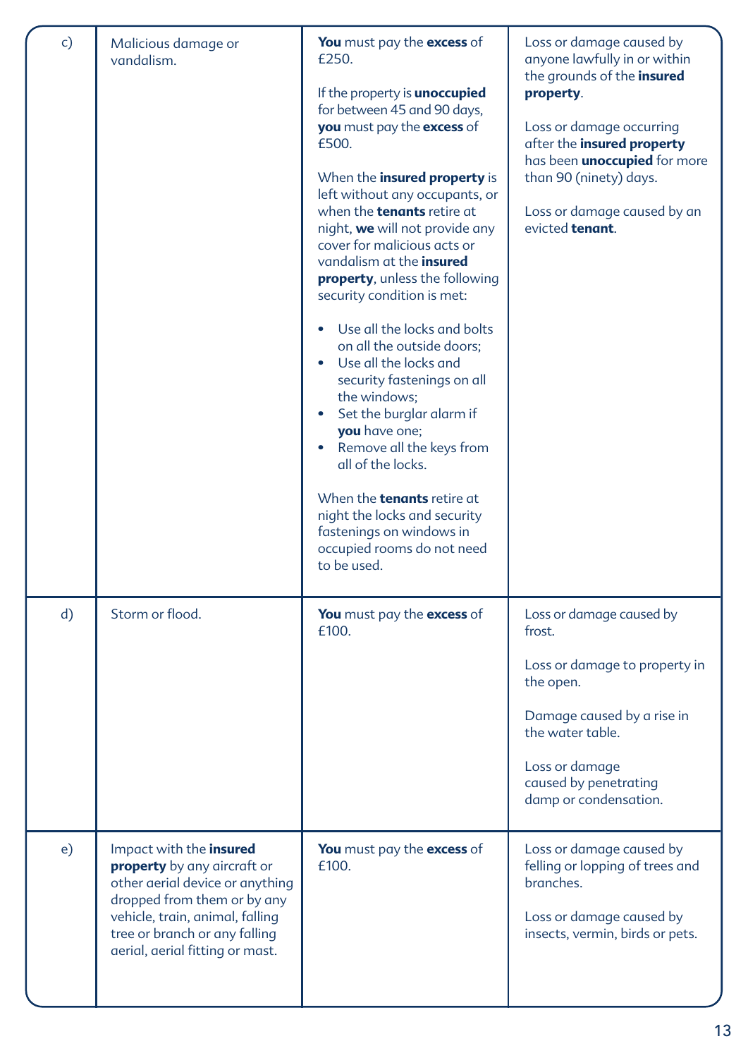| | | | |
|---|---|---|---|
| c) | Malicious damage or vandalism. | **You** must pay the **excess** of £250.<br><br>If the property is **unoccupied** for between 45 and 90 days, **you** must pay the **excess** of £500.<br><br>When the **insured property** is left without any occupants, or when the **tenants** retire at night, **we** will not provide any cover for malicious acts or vandalism at the **insured property**, unless the following security condition is met:<br><br>• Use all the locks and bolts on all the outside doors;<br>• Use all the locks and security fastenings on all the windows;<br>• Set the burglar alarm if **you** have one;<br>• Remove all the keys from all of the locks.<br><br>When the **tenants** retire at night the locks and security fastenings on windows in occupied rooms do not need to be used. | Loss or damage caused by anyone lawfully in or within the grounds of the **insured property**.<br><br>Loss or damage occurring after the **insured property** has been **unoccupied** for more than 90 (ninety) days.<br><br>Loss or damage caused by an evicted **tenant**. |
| d) | Storm or flood. | **You** must pay the **excess** of £100. | Loss or damage caused by frost.<br><br>Loss or damage to property in the open.<br><br>Damage caused by a rise in the water table.<br><br>Loss or damage caused by penetrating damp or condensation. |
| e) | Impact with the **insured property** by any aircraft or other aerial device or anything dropped from them or by any vehicle, train, animal, falling tree or branch or any falling aerial, aerial fitting or mast. | **You** must pay the **excess** of £100. | Loss or damage caused by felling or lopping of trees and branches.<br><br>Loss or damage caused by insects, vermin, birds or pets. |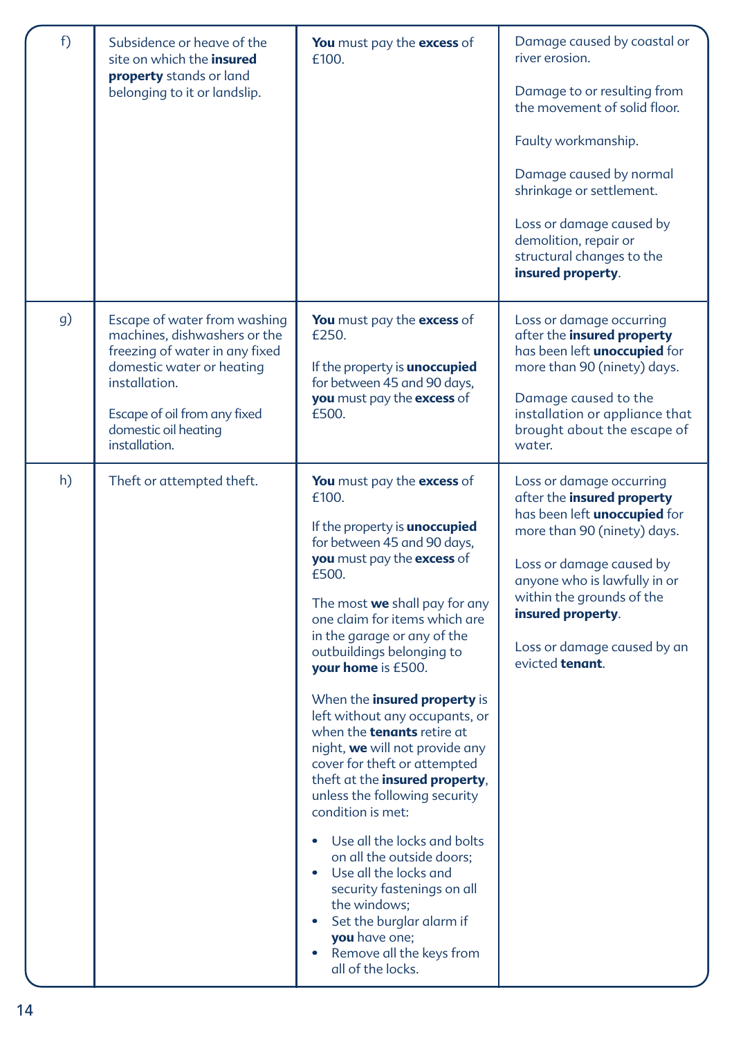| | | | |
|---|---|---|---|
| f) | Subsidence or heave of the site on which the **insured property** stands or land belonging to it or landslip. | **You** must pay the **excess** of £100. | Damage caused by coastal or river erosion.<br><br>Damage to or resulting from the movement of solid floor.<br><br>Faulty workmanship.<br><br>Damage caused by normal shrinkage or settlement.<br><br>Loss or damage caused by demolition, repair or structural changes to the **insured property**. |
| g) | Escape of water from washing machines, dishwashers or the freezing of water in any fixed domestic water or heating installation.<br><br>Escape of oil from any fixed domestic oil heating installation. | **You** must pay the **excess** of £250.<br><br>If the property is **unoccupied** for between 45 and 90 days, **you** must pay the **excess** of £500. | Loss or damage occurring after the **insured property** has been left **unoccupied** for more than 90 (ninety) days.<br><br>Damage caused to the installation or appliance that brought about the escape of water. |
| h) | Theft or attempted theft. | **You** must pay the **excess** of £100.<br><br>If the property is **unoccupied** for between 45 and 90 days, **you** must pay the **excess** of £500.<br><br>The most **we** shall pay for any one claim for items which are in the garage or any of the outbuildings belonging to **your home** is £500.<br><br>When the **insured property** is left without any occupants, or when the **tenants** retire at night, **we** will not provide any cover for theft or attempted theft at the **insured property**, unless the following security condition is met:<br><br>• Use all the locks and bolts on all the outside doors;<br>• Use all the locks and security fastenings on all the windows;<br>• Set the burglar alarm if **you** have one;<br>• Remove all the keys from all of the locks. | Loss or damage occurring after the **insured property** has been left **unoccupied** for more than 90 (ninety) days.<br><br>Loss or damage caused by anyone who is lawfully in or within the grounds of the **insured property**.<br><br>Loss or damage caused by an evicted **tenant**. |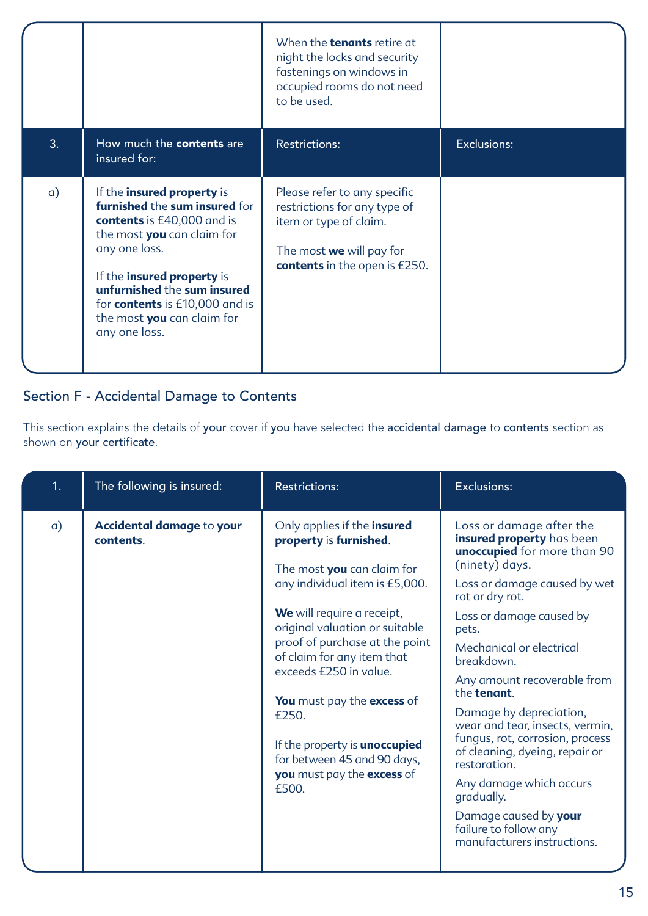| | | When the **tenants** retire at night the locks and security fastenings on windows in occupied rooms do not need to be used. | |
|---|---|---|---|
| **3.** | **How much the contents are insured for:** | **Restrictions:** | **Exclusions:** |
| a) | If the **insured property** is **furnished** the **sum insured** for **contents** is £40,000 and is the most **you** can claim for any one loss.<br><br>If the **insured property** is **unfurnished** the **sum insured** for **contents** is £10,000 and is the most **you** can claim for any one loss. | Please refer to any specific restrictions for any type of item or type of claim.<br><br>The most **we** will pay for **contents** in the open is £250. | |

## Section F - Accidental Damage to Contents

This section explains the details of your cover if you have selected the accidental damage to contents section as shown on your certificate.

| 1. | The following is insured: | Restrictions: | Exclusions: |
|---|---|---|---|
| a) | **Accidental damage** to **your contents**. | Only applies if the **insured property** is **furnished**.<br><br>The most **you** can claim for any individual item is £5,000.<br><br>**We** will require a receipt, original valuation or suitable proof of purchase at the point of claim for any item that exceeds £250 in value.<br><br>**You** must pay the **excess** of £250.<br><br>If the property is **unoccupied** for between 45 and 90 days, **you** must pay the **excess** of £500. | Loss or damage after the **insured property** has been **unoccupied** for more than 90 (ninety) days.<br><br>Loss or damage caused by wet rot or dry rot.<br><br>Loss or damage caused by pets.<br><br>Mechanical or electrical breakdown.<br><br>Any amount recoverable from the **tenant**.<br><br>Damage by depreciation, wear and tear, insects, vermin, fungus, rot, corrosion, process of cleaning, dyeing, repair or restoration.<br><br>Any damage which occurs gradually.<br><br>Damage caused by **your** failure to follow any manufacturers instructions. |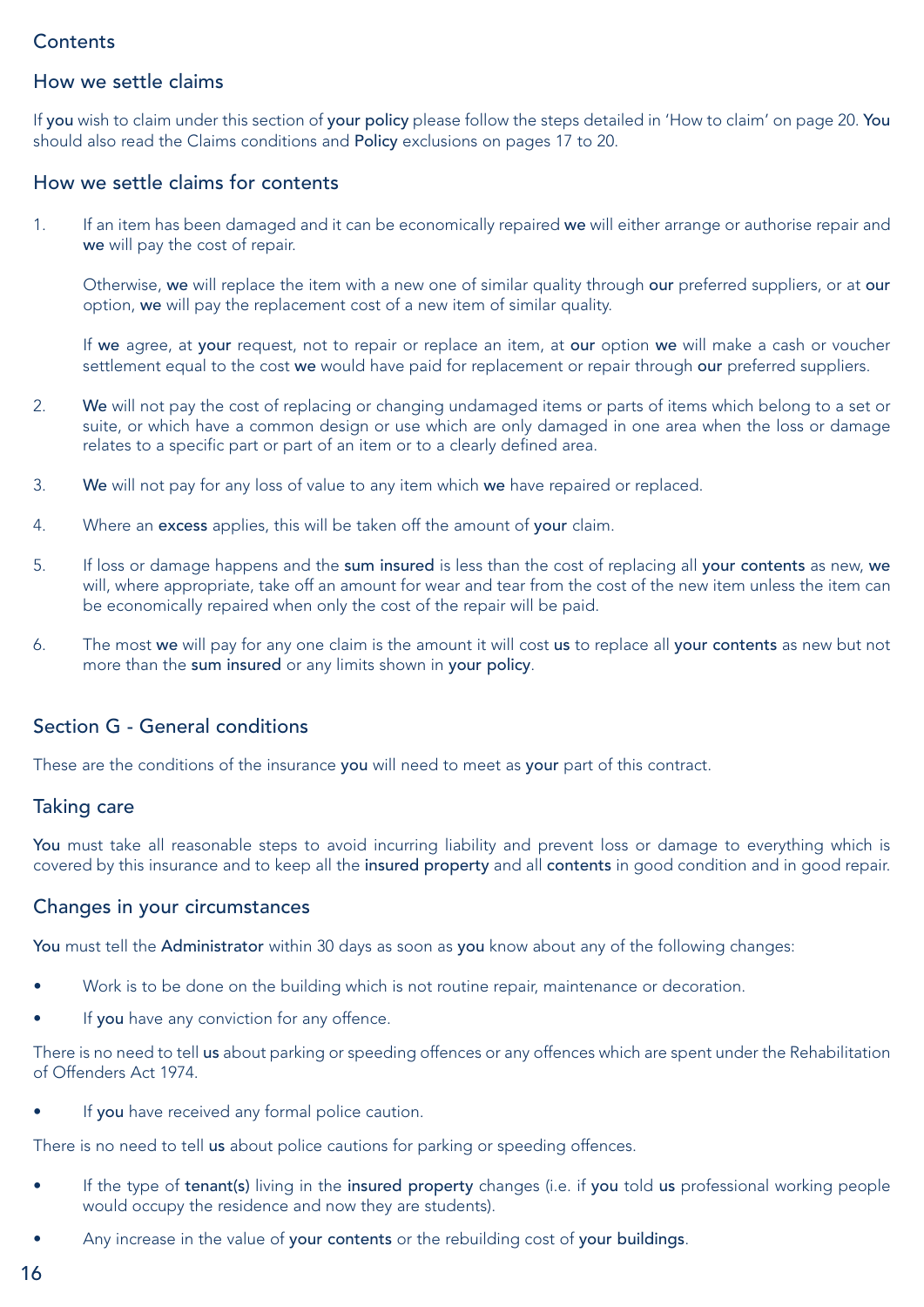## Contents

### How we settle claims

If you wish to claim under this section of your policy please follow the steps detailed in 'How to claim' on page 20. You should also read the Claims conditions and Policy exclusions on pages 17 to 20.

### How we settle claims for contents

1. If an item has been damaged and it can be economically repaired we will either arrange or authorise repair and we will pay the cost of repair.

   Otherwise, we will replace the item with a new one of similar quality through our preferred suppliers, or at our option, we will pay the replacement cost of a new item of similar quality.

   If we agree, at your request, not to repair or replace an item, at our option we will make a cash or voucher settlement equal to the cost we would have paid for replacement or repair through our preferred suppliers.

2. We will not pay the cost of replacing or changing undamaged items or parts of items which belong to a set or suite, or which have a common design or use which are only damaged in one area when the loss or damage relates to a specific part or part of an item or to a clearly defined area.

3. We will not pay for any loss of value to any item which we have repaired or replaced.

4. Where an excess applies, this will be taken off the amount of your claim.

5. If loss or damage happens and the sum insured is less than the cost of replacing all your contents as new, we will, where appropriate, take off an amount for wear and tear from the cost of the new item unless the item can be economically repaired when only the cost of the repair will be paid.

6. The most we will pay for any one claim is the amount it will cost us to replace all your contents as new but not more than the sum insured or any limits shown in your policy.

## Section G - General conditions

These are the conditions of the insurance you will need to meet as your part of this contract.

### Taking care

You must take all reasonable steps to avoid incurring liability and prevent loss or damage to everything which is covered by this insurance and to keep all the insured property and all contents in good condition and in good repair.

### Changes in your circumstances

You must tell the Administrator within 30 days as soon as you know about any of the following changes:

- Work is to be done on the building which is not routine repair, maintenance or decoration.
- If you have any conviction for any offence.

There is no need to tell us about parking or speeding offences or any offences which are spent under the Rehabilitation of Offenders Act 1974.

- If you have received any formal police caution.

There is no need to tell us about police cautions for parking or speeding offences.

- If the type of tenant(s) living in the insured property changes (i.e. if you told us professional working people would occupy the residence and now they are students).
- Any increase in the value of your contents or the rebuilding cost of your buildings.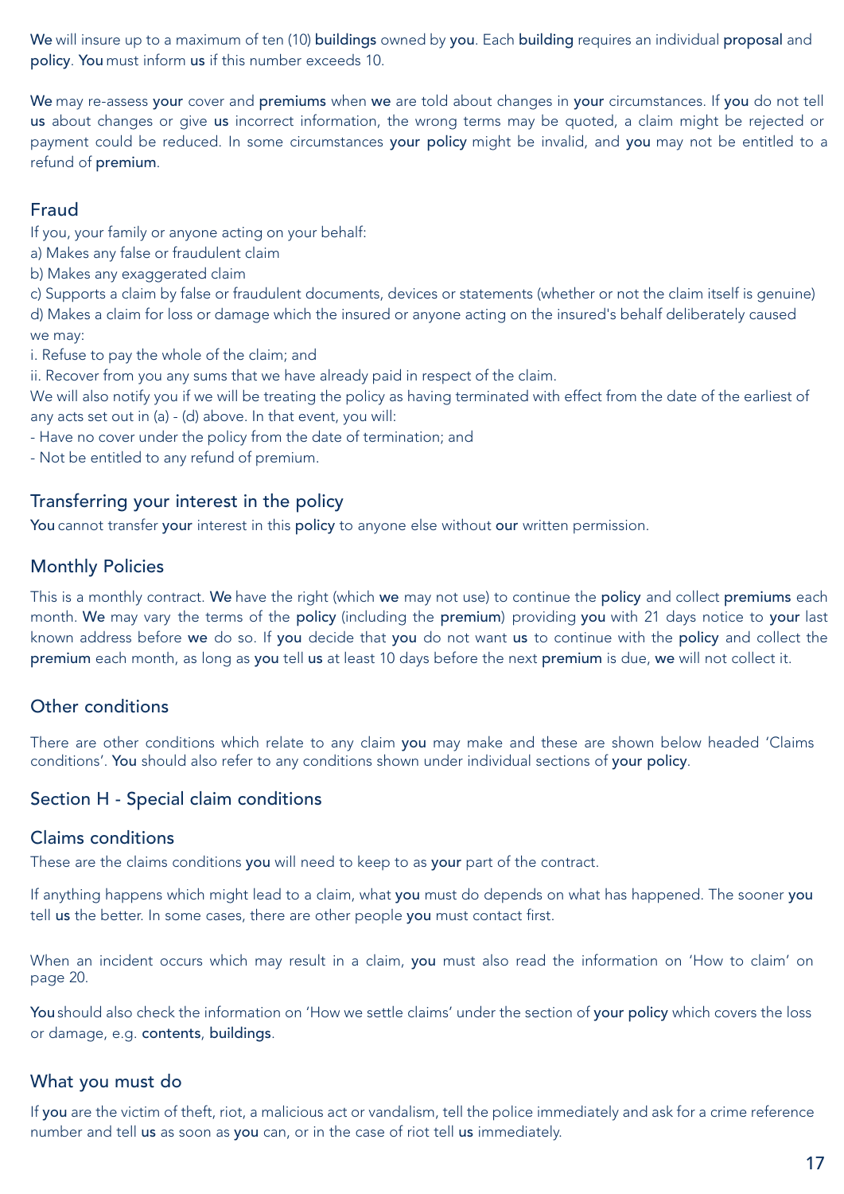We will insure up to a maximum of ten (10) buildings owned by you. Each building requires an individual proposal and policy. You must inform us if this number exceeds 10.

We may re-assess your cover and premiums when we are told about changes in your circumstances. If you do not tell us about changes or give us incorrect information, the wrong terms may be quoted, a claim might be rejected or payment could be reduced. In some circumstances your policy might be invalid, and you may not be entitled to a refund of premium.

## Fraud

If you, your family or anyone acting on your behalf:

a) Makes any false or fraudulent claim

b) Makes any exaggerated claim

c) Supports a claim by false or fraudulent documents, devices or statements (whether or not the claim itself is genuine)

d) Makes a claim for loss or damage which the insured or anyone acting on the insured's behalf deliberately caused

we may:

i. Refuse to pay the whole of the claim; and

ii. Recover from you any sums that we have already paid in respect of the claim.

We will also notify you if we will be treating the policy as having terminated with effect from the date of the earliest of any acts set out in (a) - (d) above. In that event, you will:

- Have no cover under the policy from the date of termination; and
- Not be entitled to any refund of premium.

## Transferring your interest in the policy

You cannot transfer your interest in this policy to anyone else without our written permission.

## Monthly Policies

This is a monthly contract. We have the right (which we may not use) to continue the policy and collect premiums each month. We may vary the terms of the policy (including the premium) providing you with 21 days notice to your last known address before we do so. If you decide that you do not want us to continue with the policy and collect the premium each month, as long as you tell us at least 10 days before the next premium is due, we will not collect it.

## Other conditions

There are other conditions which relate to any claim you may make and these are shown below headed 'Claims conditions'. You should also refer to any conditions shown under individual sections of your policy.

## Section H - Special claim conditions

## Claims conditions

These are the claims conditions you will need to keep to as your part of the contract.

If anything happens which might lead to a claim, what you must do depends on what has happened. The sooner you tell us the better. In some cases, there are other people you must contact first.

When an incident occurs which may result in a claim, you must also read the information on 'How to claim' on page 20.

You should also check the information on 'How we settle claims' under the section of your policy which covers the loss or damage, e.g. contents, buildings.

## What you must do

If you are the victim of theft, riot, a malicious act or vandalism, tell the police immediately and ask for a crime reference number and tell us as soon as you can, or in the case of riot tell us immediately.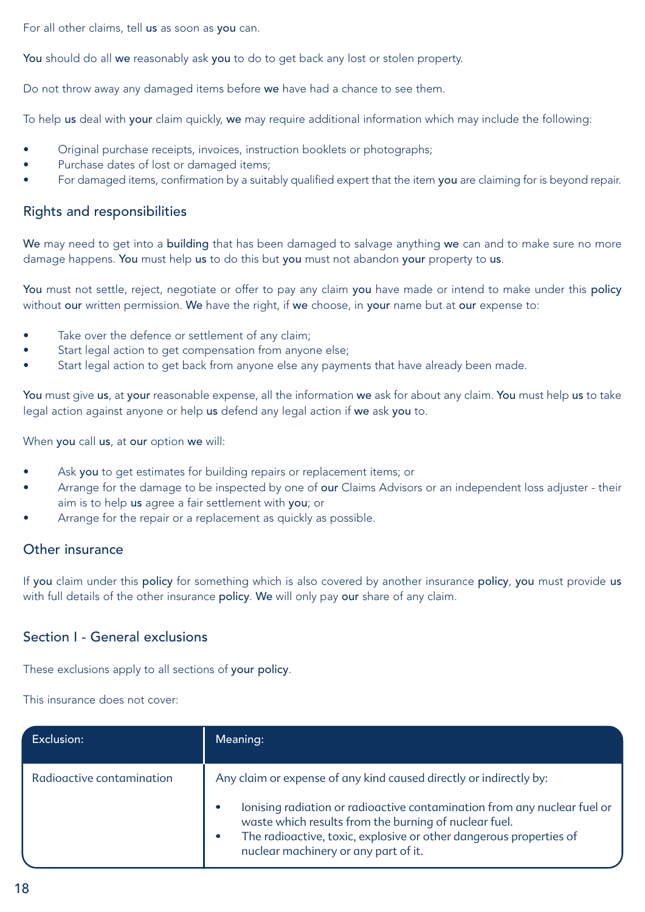For all other claims, tell **us** as soon as **you** can.

**You** should do all **we** reasonably ask **you** to do to get back any lost or stolen property.

Do not throw away any damaged items before **we** have had a chance to see them.

To help **us** deal with **your** claim quickly, **we** may require additional information which may include the following:

- Original purchase receipts, invoices, instruction booklets or photographs;
- Purchase dates of lost or damaged items;
- For damaged items, confirmation by a suitably qualified expert that the item **you** are claiming for is beyond repair.

## Rights and responsibilities

**We** may need to get into a **building** that has been damaged to salvage anything **we** can and to make sure no more damage happens. **You** must help **us** to do this but **you** must not abandon **your** property to **us**.

**You** must not settle, reject, negotiate or offer to pay any claim **you** have made or intend to make under this **policy** without **our** written permission. **We** have the right, if **we** choose, in **your** name but at **our** expense to:

- Take over the defence or settlement of any claim;
- Start legal action to get compensation from anyone else;
- Start legal action to get back from anyone else any payments that have already been made.

**You** must give **us**, at **your** reasonable expense, all the information **we** ask for about any claim. **You** must help **us** to take legal action against anyone or help **us** defend any legal action if **we** ask **you** to.

When **you** call **us**, at **our** option **we** will:

- Ask **you** to get estimates for building repairs or replacement items; or
- Arrange for the damage to be inspected by one of **our** Claims Advisors or an independent loss adjuster - their aim is to help **us** agree a fair settlement with **you**; or
- Arrange for the repair or a replacement as quickly as possible.

## Other insurance

If **you** claim under this **policy** for something which is also covered by another insurance **policy**, **you** must provide **us** with full details of the other insurance **policy**. **We** will only pay **our** share of any claim.

## Section I - General exclusions

These exclusions apply to all sections of **your policy**.

This insurance does not cover:

| Exclusion: | Meaning: |
|---|---|
| Radioactive contamination | Any claim or expense of any kind caused directly or indirectly by:<br>• Ionising radiation or radioactive contamination from any nuclear fuel or waste which results from the burning of nuclear fuel.<br>• The radioactive, toxic, explosive or other dangerous properties of nuclear machinery or any part of it. |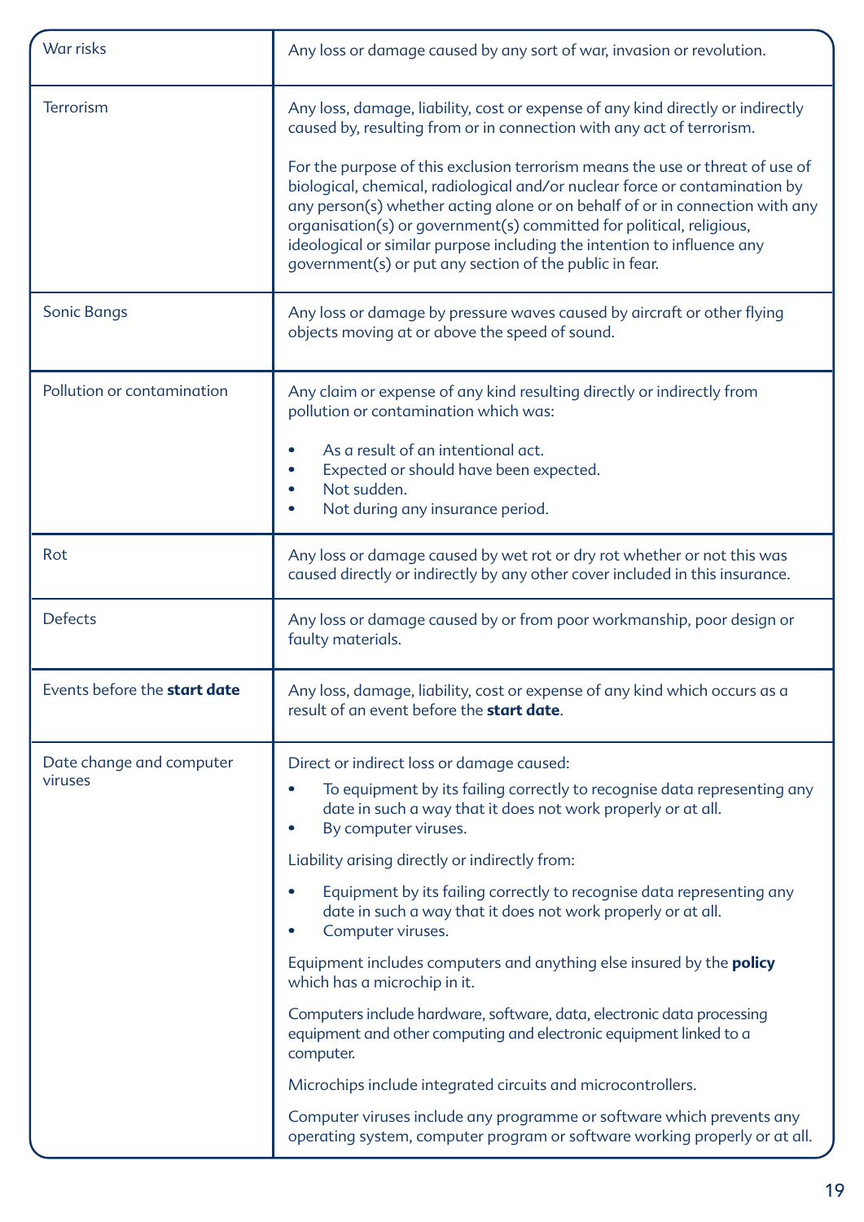| | |
|---|---|
| War risks | Any loss or damage caused by any sort of war, invasion or revolution. |
| Terrorism | Any loss, damage, liability, cost or expense of any kind directly or indirectly caused by, resulting from or in connection with any act of terrorism.<br><br>For the purpose of this exclusion terrorism means the use or threat of use of biological, chemical, radiological and/or nuclear force or contamination by any person(s) whether acting alone or on behalf of or in connection with any organisation(s) or government(s) committed for political, religious, ideological or similar purpose including the intention to influence any government(s) or put any section of the public in fear. |
| Sonic Bangs | Any loss or damage by pressure waves caused by aircraft or other flying objects moving at or above the speed of sound. |
| Pollution or contamination | Any claim or expense of any kind resulting directly or indirectly from pollution or contamination which was:<br><br>• As a result of an intentional act.<br>• Expected or should have been expected.<br>• Not sudden.<br>• Not during any insurance period. |
| Rot | Any loss or damage caused by wet rot or dry rot whether or not this was caused directly or indirectly by any other cover included in this insurance. |
| Defects | Any loss or damage caused by or from poor workmanship, poor design or faulty materials. |
| Events before the **start date** | Any loss, damage, liability, cost or expense of any kind which occurs as a result of an event before the **start date**. |
| Date change and computer viruses | Direct or indirect loss or damage caused:<br><br>• To equipment by its failing correctly to recognise data representing any date in such a way that it does not work properly or at all.<br>• By computer viruses.<br><br>Liability arising directly or indirectly from:<br><br>• Equipment by its failing correctly to recognise data representing any date in such a way that it does not work properly or at all.<br>• Computer viruses.<br><br>Equipment includes computers and anything else insured by the **policy** which has a microchip in it.<br><br>Computers include hardware, software, data, electronic data processing equipment and other computing and electronic equipment linked to a computer.<br><br>Microchips include integrated circuits and microcontrollers.<br><br>Computer viruses include any programme or software which prevents any operating system, computer program or software working properly or at all. |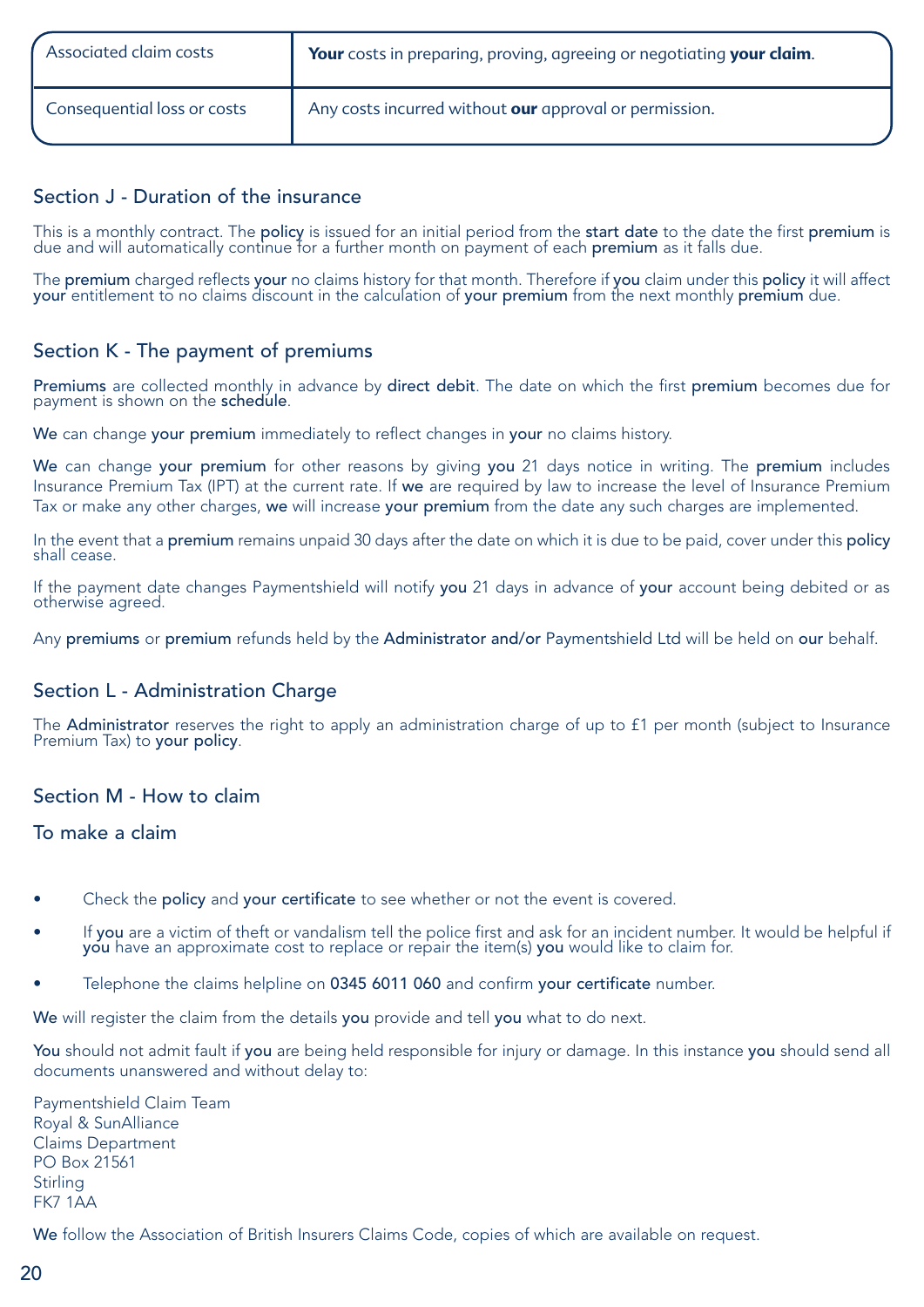| Associated claim costs | **Your** costs in preparing, proving, agreeing or negotiating **your claim**. |
|---|---|
| Consequential loss or costs | Any costs incurred without **our** approval or permission. |

## Section J - Duration of the insurance

This is a monthly contract. The **policy** is issued for an initial period from the **start date** to the date the first **premium** is due and will automatically continue for a further month on payment of each **premium** as it falls due.

The **premium** charged reflects **your** no claims history for that month. Therefore if **you** claim under this **policy** it will affect **your** entitlement to no claims discount in the calculation of **your premium** from the next monthly **premium** due.

## Section K - The payment of premiums

**Premiums** are collected monthly in advance by **direct debit**. The date on which the first **premium** becomes due for payment is shown on the **schedule**.

**We** can change **your premium** immediately to reflect changes in **your** no claims history.

**We** can change **your premium** for other reasons by giving **you** 21 days notice in writing. The **premium** includes Insurance Premium Tax (IPT) at the current rate. If **we** are required by law to increase the level of Insurance Premium Tax or make any other charges, **we** will increase **your premium** from the date any such charges are implemented.

In the event that a **premium** remains unpaid 30 days after the date on which it is due to be paid, cover under this **policy** shall cease.

If the payment date changes Paymentshield will notify **you** 21 days in advance of **your** account being debited or as otherwise agreed.

Any **premiums** or **premium** refunds held by the **Administrator and/or** Paymentshield Ltd will be held on **our** behalf.

## Section L - Administration Charge

The **Administrator** reserves the right to apply an administration charge of up to £1 per month (subject to Insurance Premium Tax) to **your policy**.

## Section M - How to claim

### To make a claim

- Check the **policy** and **your certificate** to see whether or not the event is covered.
- If **you** are a victim of theft or vandalism tell the police first and ask for an incident number. It would be helpful if **you** have an approximate cost to replace or repair the item(s) **you** would like to claim for.
- Telephone the claims helpline on **0345 6011 060** and confirm **your certificate** number.

**We** will register the claim from the details **you** provide and tell **you** what to do next.

**You** should not admit fault if **you** are being held responsible for injury or damage. In this instance **you** should send all documents unanswered and without delay to:

Paymentshield Claim Team
Royal & SunAlliance
Claims Department
PO Box 21561
Stirling
FK7 1AA

**We** follow the Association of British Insurers Claims Code, copies of which are available on request.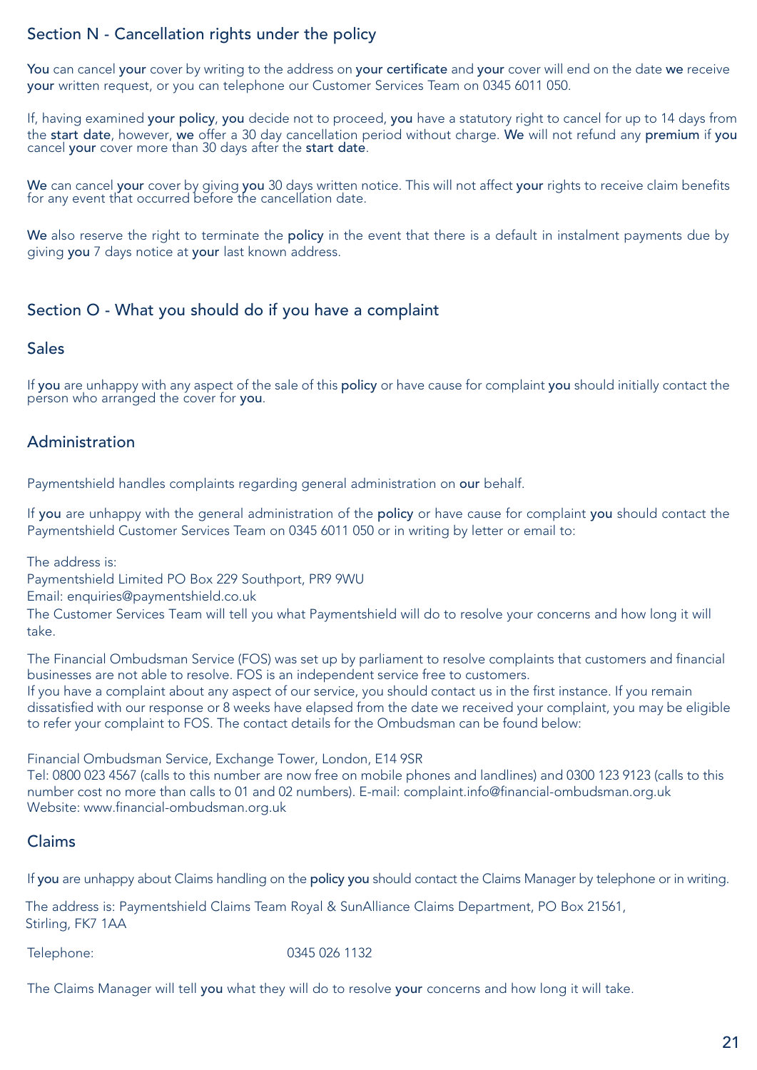## Section N - Cancellation rights under the policy

You can cancel your cover by writing to the address on your certificate and your cover will end on the date we receive your written request, or you can telephone our Customer Services Team on 0345 6011 050.

If, having examined your policy, you decide not to proceed, you have a statutory right to cancel for up to 14 days from the start date, however, we offer a 30 day cancellation period without charge. We will not refund any premium if you cancel your cover more than 30 days after the start date.

We can cancel your cover by giving you 30 days written notice. This will not affect your rights to receive claim benefits for any event that occurred before the cancellation date.

We also reserve the right to terminate the policy in the event that there is a default in instalment payments due by giving you 7 days notice at your last known address.

## Section O - What you should do if you have a complaint

### Sales

If you are unhappy with any aspect of the sale of this policy or have cause for complaint you should initially contact the person who arranged the cover for you.

### Administration

Paymentshield handles complaints regarding general administration on our behalf.

If you are unhappy with the general administration of the policy or have cause for complaint you should contact the Paymentshield Customer Services Team on 0345 6011 050 or in writing by letter or email to:

The address is:
Paymentshield Limited PO Box 229 Southport, PR9 9WU
Email: enquiries@paymentshield.co.uk
The Customer Services Team will tell you what Paymentshield will do to resolve your concerns and how long it will take.

The Financial Ombudsman Service (FOS) was set up by parliament to resolve complaints that customers and financial businesses are not able to resolve. FOS is an independent service free to customers.
If you have a complaint about any aspect of our service, you should contact us in the first instance. If you remain dissatisfied with our response or 8 weeks have elapsed from the date we received your complaint, you may be eligible to refer your complaint to FOS. The contact details for the Ombudsman can be found below:

Financial Ombudsman Service, Exchange Tower, London, E14 9SR
Tel: 0800 023 4567 (calls to this number are now free on mobile phones and landlines) and 0300 123 9123 (calls to this number cost no more than calls to 01 and 02 numbers). E-mail: complaint.info@financial-ombudsman.org.uk
Website: www.financial-ombudsman.org.uk

### Claims

If you are unhappy about Claims handling on the policy you should contact the Claims Manager by telephone or in writing.

The address is: Paymentshield Claims Team Royal & SunAlliance Claims Department, PO Box 21561, Stirling, FK7 1AA

Telephone: 0345 026 1132

The Claims Manager will tell you what they will do to resolve your concerns and how long it will take.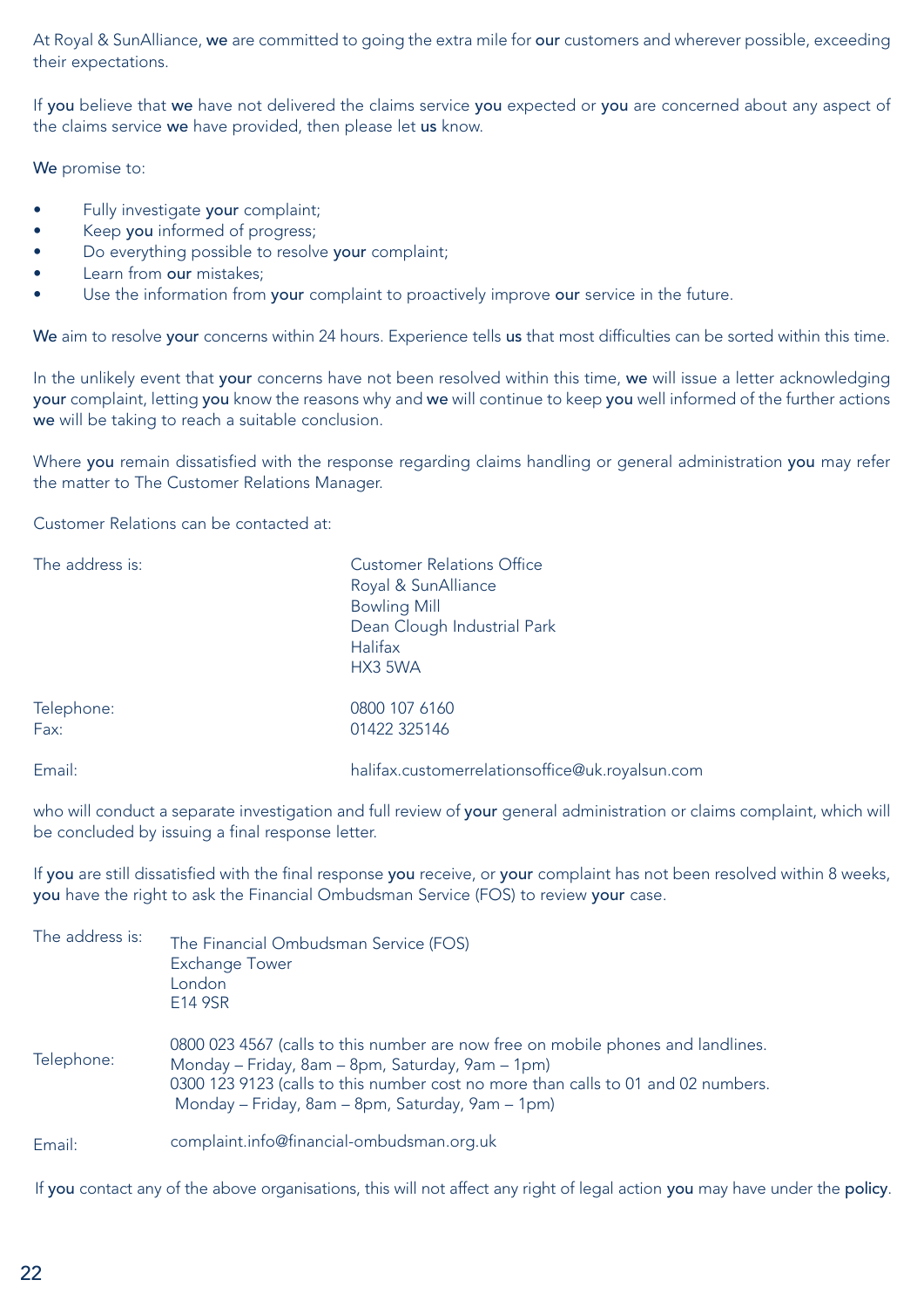At Royal & SunAlliance, **we** are committed to going the extra mile for **our** customers and wherever possible, exceeding their expectations.

If **you** believe that **we** have not delivered the claims service **you** expected or **you** are concerned about any aspect of the claims service **we** have provided, then please let **us** know.

**We** promise to:

- Fully investigate **your** complaint;
- Keep **you** informed of progress;
- Do everything possible to resolve **your** complaint;
- Learn from **our** mistakes;
- Use the information from **your** complaint to proactively improve **our** service in the future.

**We** aim to resolve **your** concerns within 24 hours. Experience tells **us** that most difficulties can be sorted within this time.

In the unlikely event that **your** concerns have not been resolved within this time, **we** will issue a letter acknowledging **your** complaint, letting **you** know the reasons why and **we** will continue to keep **you** well informed of the further actions **we** will be taking to reach a suitable conclusion.

Where **you** remain dissatisfied with the response regarding claims handling or general administration **you** may refer the matter to The Customer Relations Manager.

Customer Relations can be contacted at:

| | |
|---|---|
| The address is: | Customer Relations Office<br>Royal & SunAlliance<br>Bowling Mill<br>Dean Clough Industrial Park<br>Halifax<br>HX3 5WA |
| Telephone: | 0800 107 6160 |
| Fax: | 01422 325146 |
| Email: | halifax.customerrelationsoffice@uk.royalsun.com |

who will conduct a separate investigation and full review of **your** general administration or claims complaint, which will be concluded by issuing a final response letter.

If **you** are still dissatisfied with the final response **you** receive, or **your** complaint has not been resolved within 8 weeks, **you** have the right to ask the Financial Ombudsman Service (FOS) to review **your** case.

| | |
|---|---|
| The address is: | The Financial Ombudsman Service (FOS)<br>Exchange Tower<br>London<br>E14 9SR |
| Telephone: | 0800 023 4567 (calls to this number are now free on mobile phones and landlines. Monday – Friday, 8am – 8pm, Saturday, 9am – 1pm)<br>0300 123 9123 (calls to this number cost no more than calls to 01 and 02 numbers. Monday – Friday, 8am – 8pm, Saturday, 9am – 1pm) |
| Email: | complaint.info@financial-ombudsman.org.uk |

If **you** contact any of the above organisations, this will not affect any right of legal action **you** may have under the **policy**.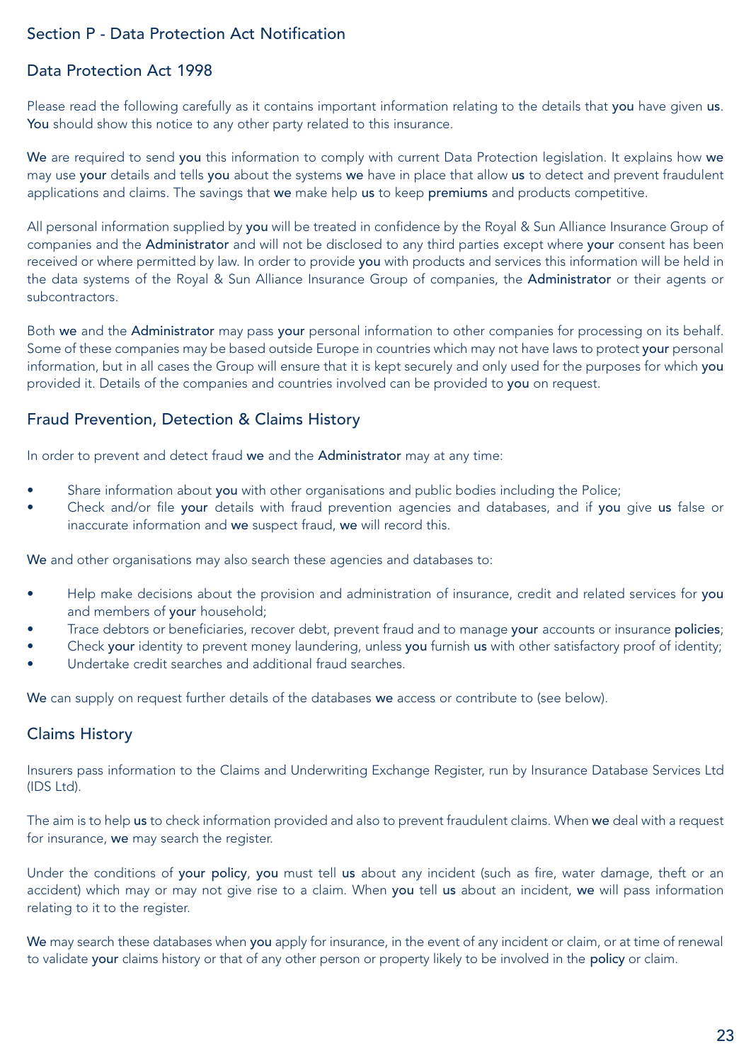## Section P - Data Protection Act Notification

### Data Protection Act 1998

Please read the following carefully as it contains important information relating to the details that **you** have given **us**. **You** should show this notice to any other party related to this insurance.

**We** are required to send **you** this information to comply with current Data Protection legislation. It explains how **we** may use **your** details and tells **you** about the systems **we** have in place that allow **us** to detect and prevent fraudulent applications and claims. The savings that **we** make help **us** to keep **premiums** and products competitive.

All personal information supplied by **you** will be treated in confidence by the Royal & Sun Alliance Insurance Group of companies and the **Administrator** and will not be disclosed to any third parties except where **your** consent has been received or where permitted by law. In order to provide **you** with products and services this information will be held in the data systems of the Royal & Sun Alliance Insurance Group of companies, the **Administrator** or their agents or subcontractors.

Both **we** and the **Administrator** may pass **your** personal information to other companies for processing on its behalf. Some of these companies may be based outside Europe in countries which may not have laws to protect **your** personal information, but in all cases the Group will ensure that it is kept securely and only used for the purposes for which **you** provided it. Details of the companies and countries involved can be provided to **you** on request.

### Fraud Prevention, Detection & Claims History

In order to prevent and detect fraud **we** and the **Administrator** may at any time:

- Share information about **you** with other organisations and public bodies including the Police;
- Check and/or file **your** details with fraud prevention agencies and databases, and if **you** give **us** false or inaccurate information and **we** suspect fraud, **we** will record this.

**We** and other organisations may also search these agencies and databases to:

- Help make decisions about the provision and administration of insurance, credit and related services for **you** and members of **your** household;
- Trace debtors or beneficiaries, recover debt, prevent fraud and to manage **your** accounts or insurance **policies**;
- Check **your** identity to prevent money laundering, unless **you** furnish **us** with other satisfactory proof of identity;
- Undertake credit searches and additional fraud searches.

**We** can supply on request further details of the databases **we** access or contribute to (see below).

### Claims History

Insurers pass information to the Claims and Underwriting Exchange Register, run by Insurance Database Services Ltd (IDS Ltd).

The aim is to help **us** to check information provided and also to prevent fraudulent claims. When **we** deal with a request for insurance, **we** may search the register.

Under the conditions of **your policy**, **you** must tell **us** about any incident (such as fire, water damage, theft or an accident) which may or may not give rise to a claim. When **you** tell **us** about an incident, **we** will pass information relating to it to the register.

**We** may search these databases when **you** apply for insurance, in the event of any incident or claim, or at time of renewal to validate **your** claims history or that of any other person or property likely to be involved in the **policy** or claim.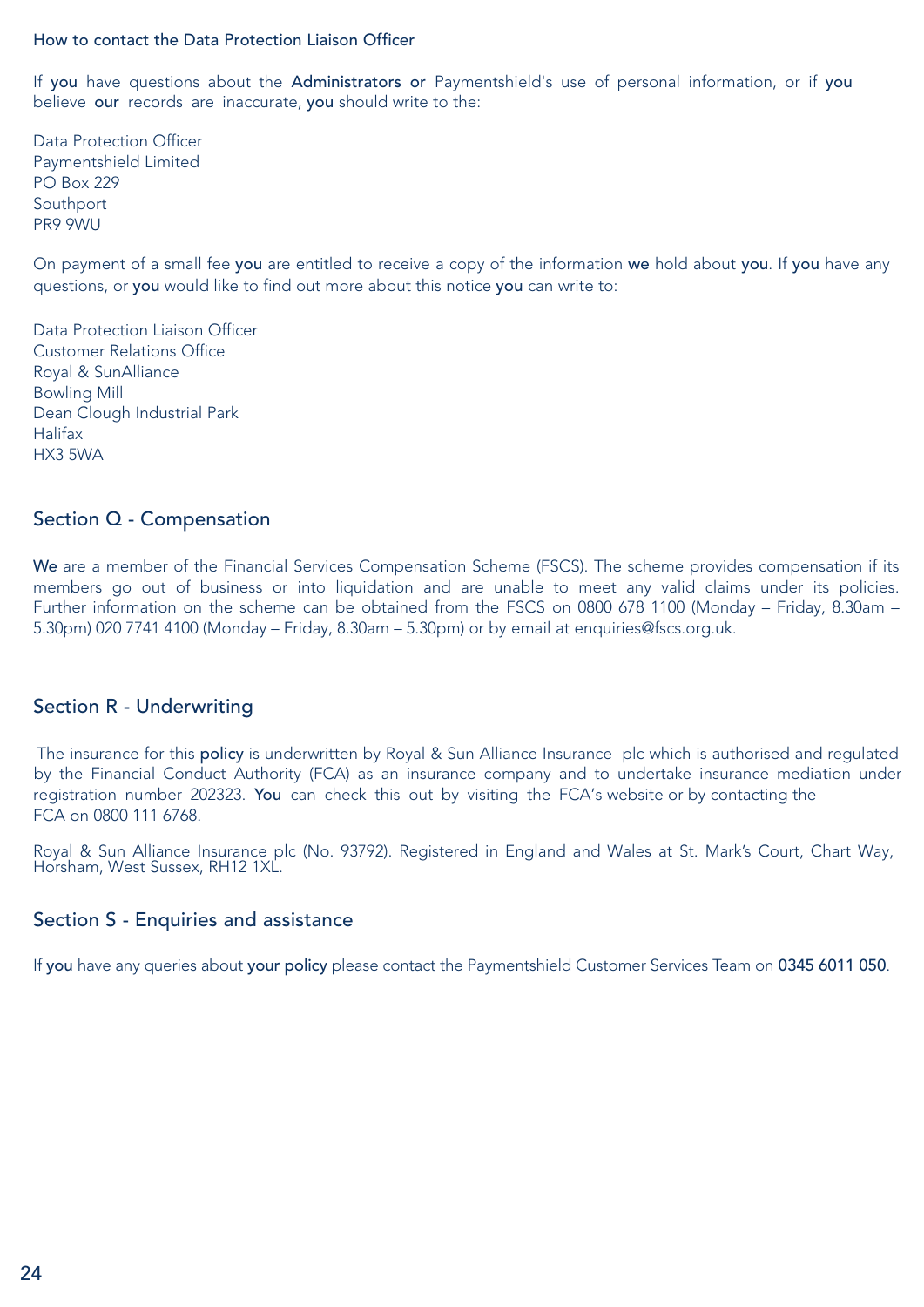### How to contact the Data Protection Liaison Officer

If **you** have questions about the **Administrators or** Paymentshield's use of personal information, or if **you** believe **our** records are inaccurate, **you** should write to the:

Data Protection Officer
Paymentshield Limited
PO Box 229
Southport
PR9 9WU

On payment of a small fee **you** are entitled to receive a copy of the information **we** hold about **you**. If **you** have any questions, or **you** would like to find out more about this notice **you** can write to:

Data Protection Liaison Officer
Customer Relations Office
Royal & SunAlliance
Bowling Mill
Dean Clough Industrial Park
Halifax
HX3 5WA

## Section Q - Compensation

**We** are a member of the Financial Services Compensation Scheme (FSCS). The scheme provides compensation if its members go out of business or into liquidation and are unable to meet any valid claims under its policies. Further information on the scheme can be obtained from the FSCS on 0800 678 1100 (Monday – Friday, 8.30am – 5.30pm) 020 7741 4100 (Monday – Friday, 8.30am – 5.30pm) or by email at enquiries@fscs.org.uk.

## Section R - Underwriting

The insurance for this **policy** is underwritten by Royal & Sun Alliance Insurance plc which is authorised and regulated by the Financial Conduct Authority (FCA) as an insurance company and to undertake insurance mediation under registration number 202323. **You** can check this out by visiting the FCA's website or by contacting the FCA on 0800 111 6768.

Royal & Sun Alliance Insurance plc (No. 93792). Registered in England and Wales at St. Mark's Court, Chart Way, Horsham, West Sussex, RH12 1XL.

## Section S - Enquiries and assistance

If **you** have any queries about **your policy** please contact the Paymentshield Customer Services Team on **0345 6011 050**.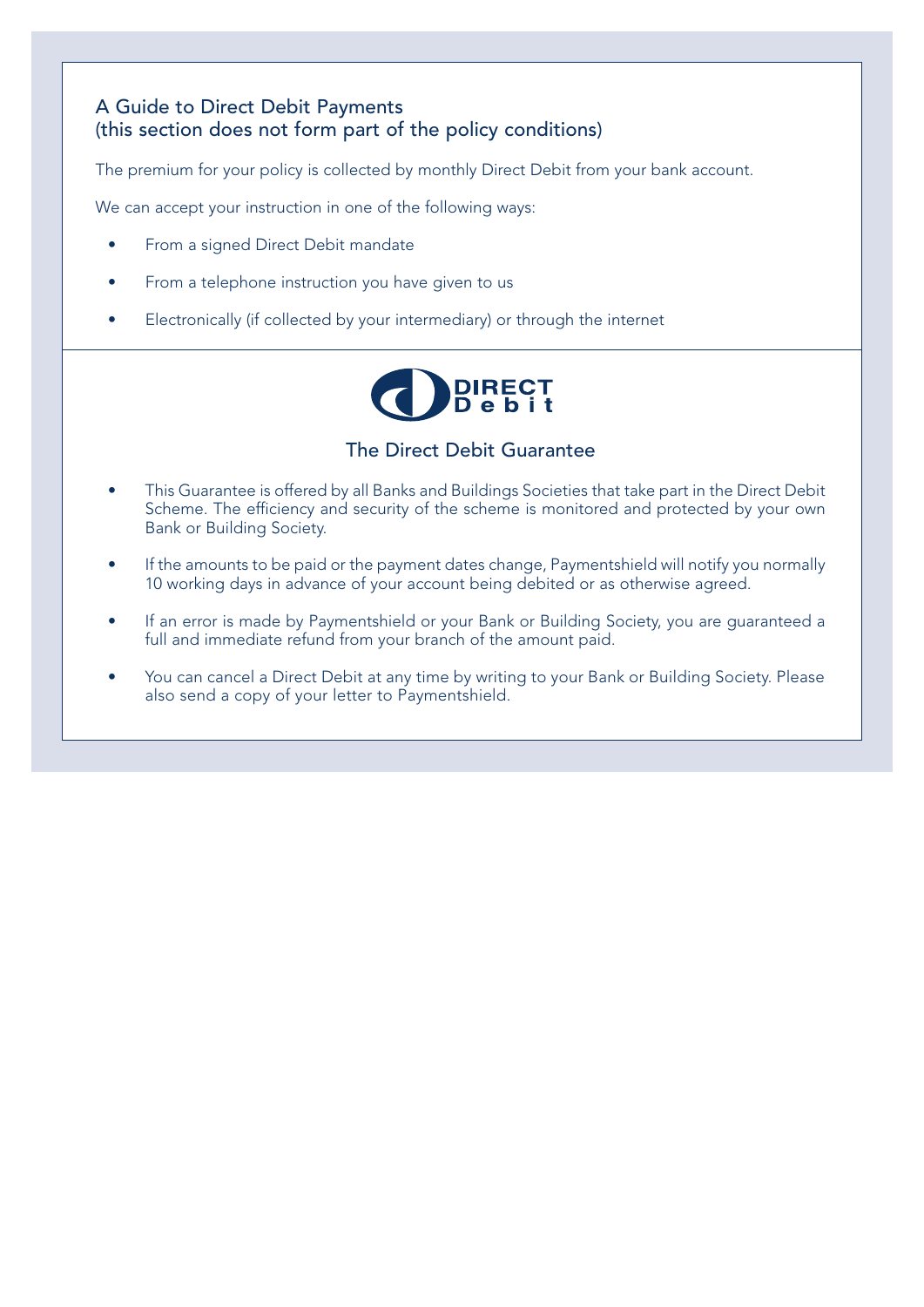## A Guide to Direct Debit Payments (this section does not form part of the policy conditions)

The premium for your policy is collected by monthly Direct Debit from your bank account.

We can accept your instruction in one of the following ways:

- From a signed Direct Debit mandate
- From a telephone instruction you have given to us
- Electronically (if collected by your intermediary) or through the internet

DIRECT Debit

## The Direct Debit Guarantee

- This Guarantee is offered by all Banks and Buildings Societies that take part in the Direct Debit Scheme. The efficiency and security of the scheme is monitored and protected by your own Bank or Building Society.
- If the amounts to be paid or the payment dates change, Paymentshield will notify you normally 10 working days in advance of your account being debited or as otherwise agreed.
- If an error is made by Paymentshield or your Bank or Building Society, you are guaranteed a full and immediate refund from your branch of the amount paid.
- You can cancel a Direct Debit at any time by writing to your Bank or Building Society. Please also send a copy of your letter to Paymentshield.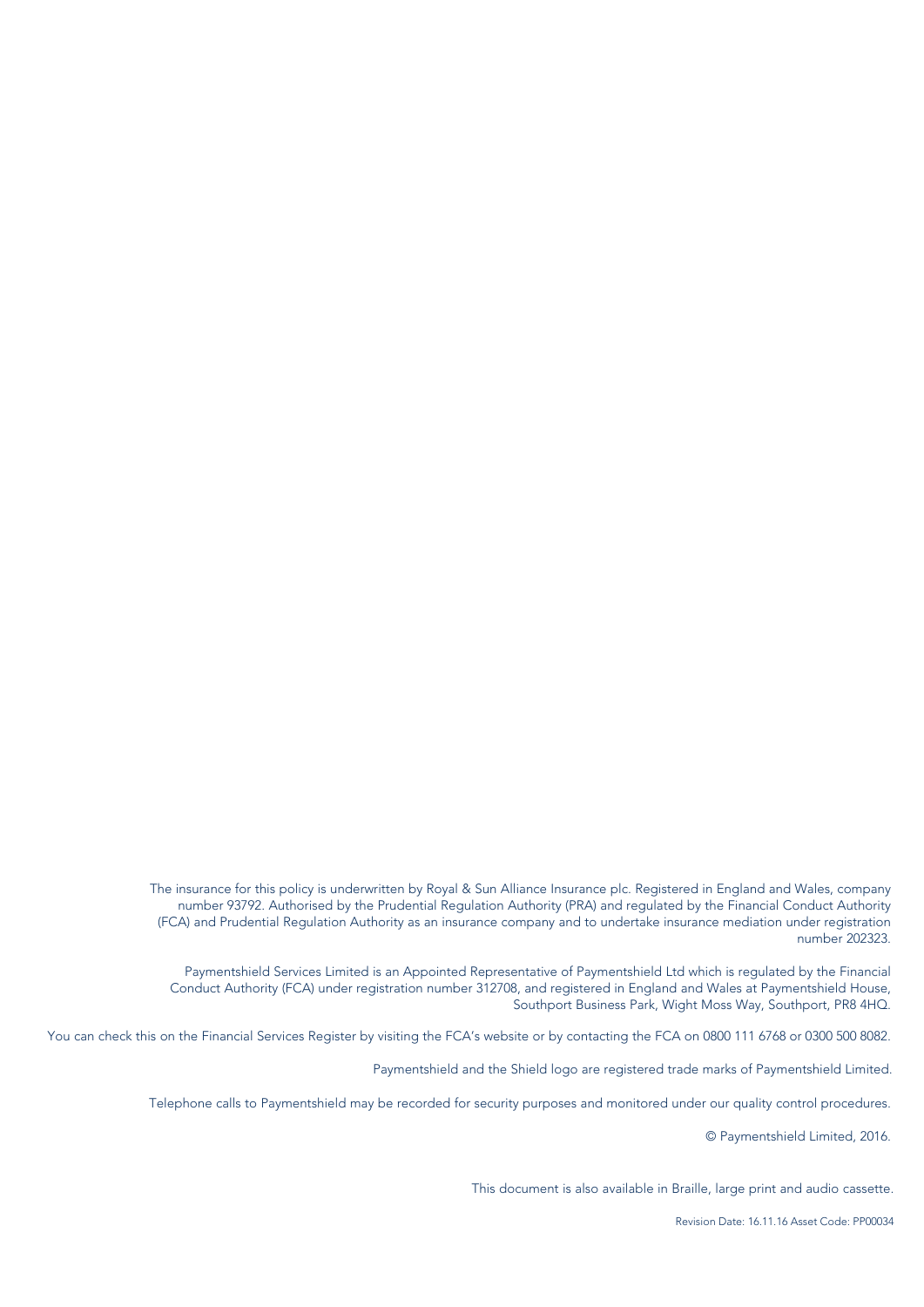The insurance for this policy is underwritten by Royal & Sun Alliance Insurance plc. Registered in England and Wales, company number 93792. Authorised by the Prudential Regulation Authority (PRA) and regulated by the Financial Conduct Authority (FCA) and Prudential Regulation Authority as an insurance company and to undertake insurance mediation under registration number 202323.

Paymentshield Services Limited is an Appointed Representative of Paymentshield Ltd which is regulated by the Financial Conduct Authority (FCA) under registration number 312708, and registered in England and Wales at Paymentshield House, Southport Business Park, Wight Moss Way, Southport, PR8 4HQ.

You can check this on the Financial Services Register by visiting the FCA's website or by contacting the FCA on 0800 111 6768 or 0300 500 8082.

Paymentshield and the Shield logo are registered trade marks of Paymentshield Limited.

Telephone calls to Paymentshield may be recorded for security purposes and monitored under our quality control procedures.

© Paymentshield Limited, 2016.

This document is also available in Braille, large print and audio cassette.

Revision Date: 16.11.16 Asset Code: PP00034